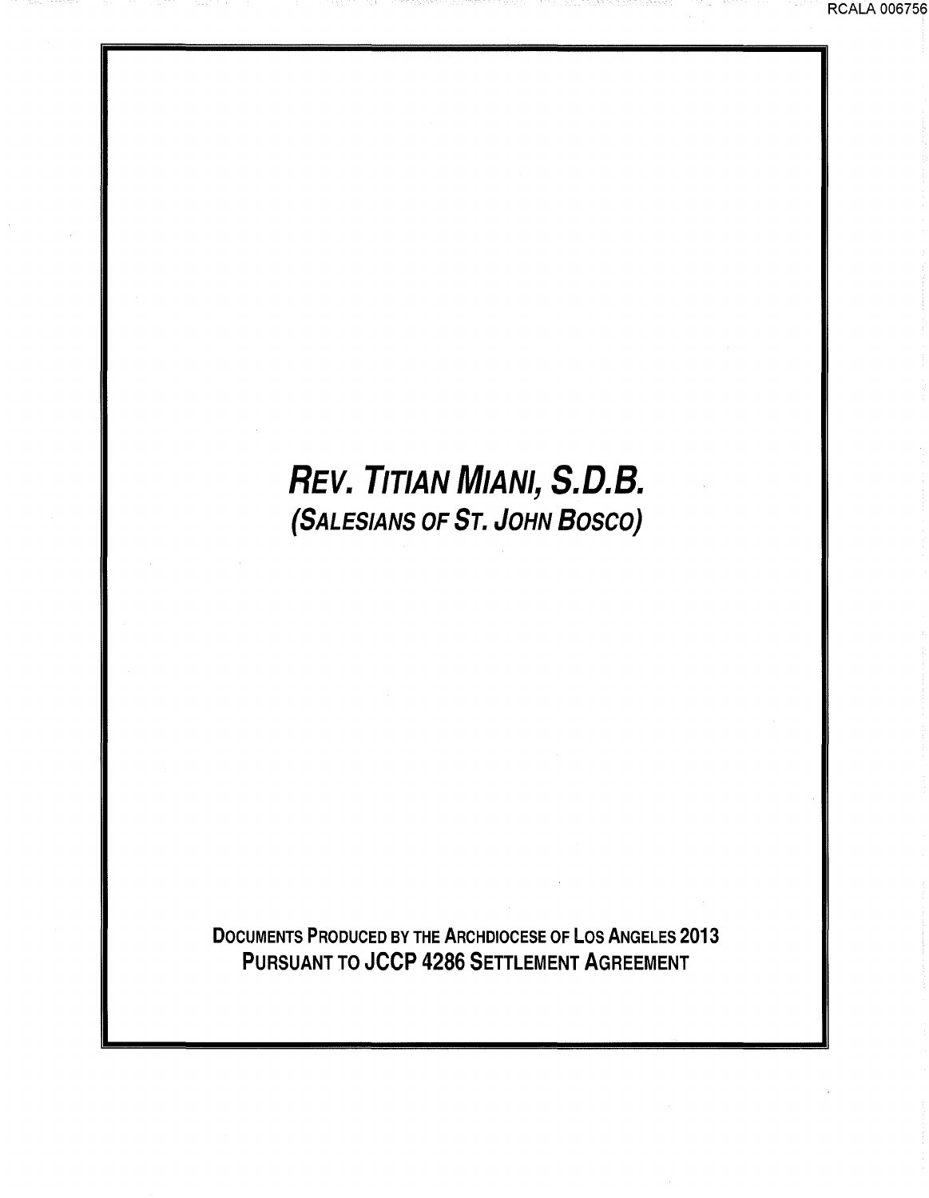# *Rev. Titian Miani, S.D.B.*

## *(Salesians of St. John Bosco)*

**Documents Produced by the Archdiocese of Los Angeles 2013**
**Pursuant to JCCP 4286 Settlement Agreement**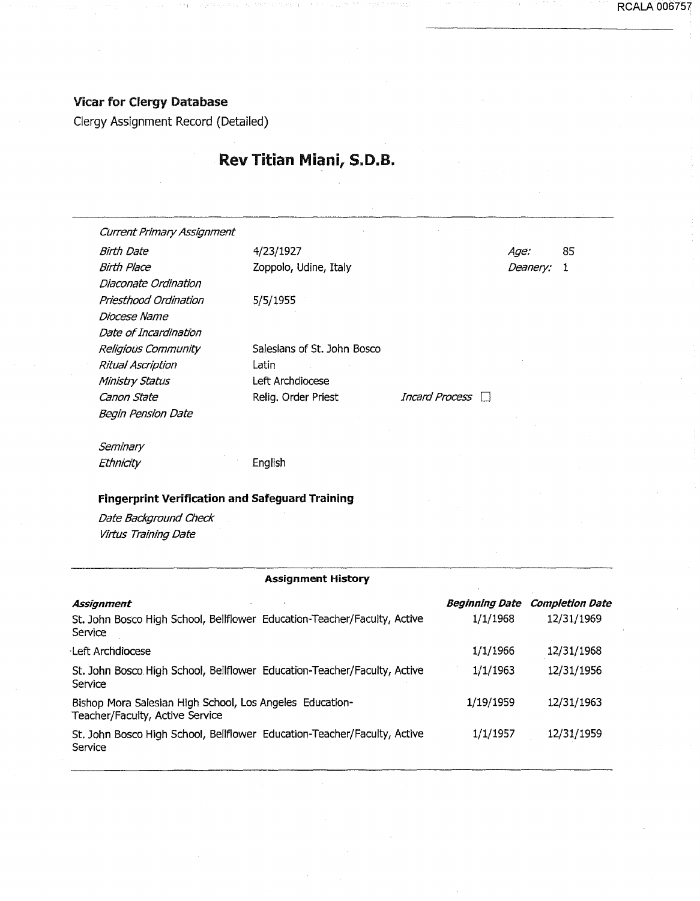**Vicar for Clergy Database**

Clergy Assignment Record (Detailed)

# Rev Titian Miani, S.D.B.

| | | | |
|---|---|---|---|
| *Current Primary Assignment* | | | |
| *Birth Date* | 4/23/1927 | *Age:* | 85 |
| *Birth Place* | Zoppolo, Udine, Italy | *Deanery:* | 1 |
| *Diaconate Ordination* | | | |
| *Priesthood Ordination* | 5/5/1955 | | |
| *Diocese Name* | | | |
| *Date of Incardination* | | | |
| *Religious Community* | Salesians of St. John Bosco | | |
| *Ritual Ascription* | Latin | | |
| *Ministry Status* | Left Archdiocese | | |
| *Canon State* | Relig. Order Priest | *Incard Process* | ☐ |
| *Begin Pension Date* | | | |
| *Seminary* | | | |
| *Ethnicity* | English | | |

**Fingerprint Verification and Safeguard Training**

*Date Background Check*

*Virtus Training Date*

**Assignment History**

| *Assignment* | *Beginning Date* | *Completion Date* |
|---|---|---|
| St. John Bosco High School, Bellflower Education-Teacher/Faculty, Active Service | 1/1/1968 | 12/31/1969 |
| Left Archdiocese | 1/1/1966 | 12/31/1968 |
| St. John Bosco High School, Bellflower Education-Teacher/Faculty, Active Service | 1/1/1963 | 12/31/1956 |
| Bishop Mora Salesian High School, Los Angeles Education-Teacher/Faculty, Active Service | 1/19/1959 | 12/31/1963 |
| St. John Bosco High School, Bellflower Education-Teacher/Faculty, Active Service | 1/1/1957 | 12/31/1959 |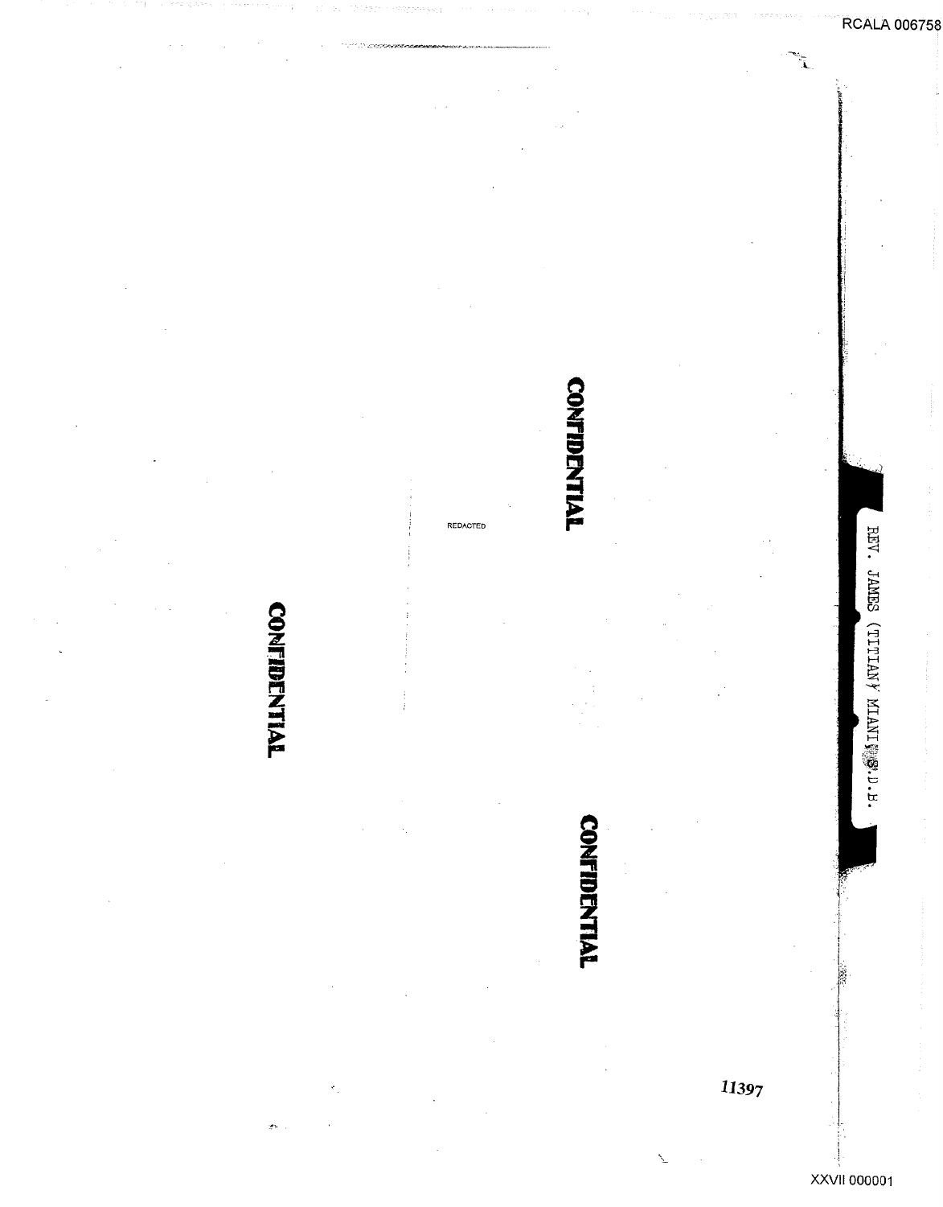REV. JAMES (TITIAN) MIANI, S.D.B.

CONFIDENTIAL

REDACTED

CONFIDENTIAL

CONFIDENTIAL

11397

RCALA 006758

XXVII 000001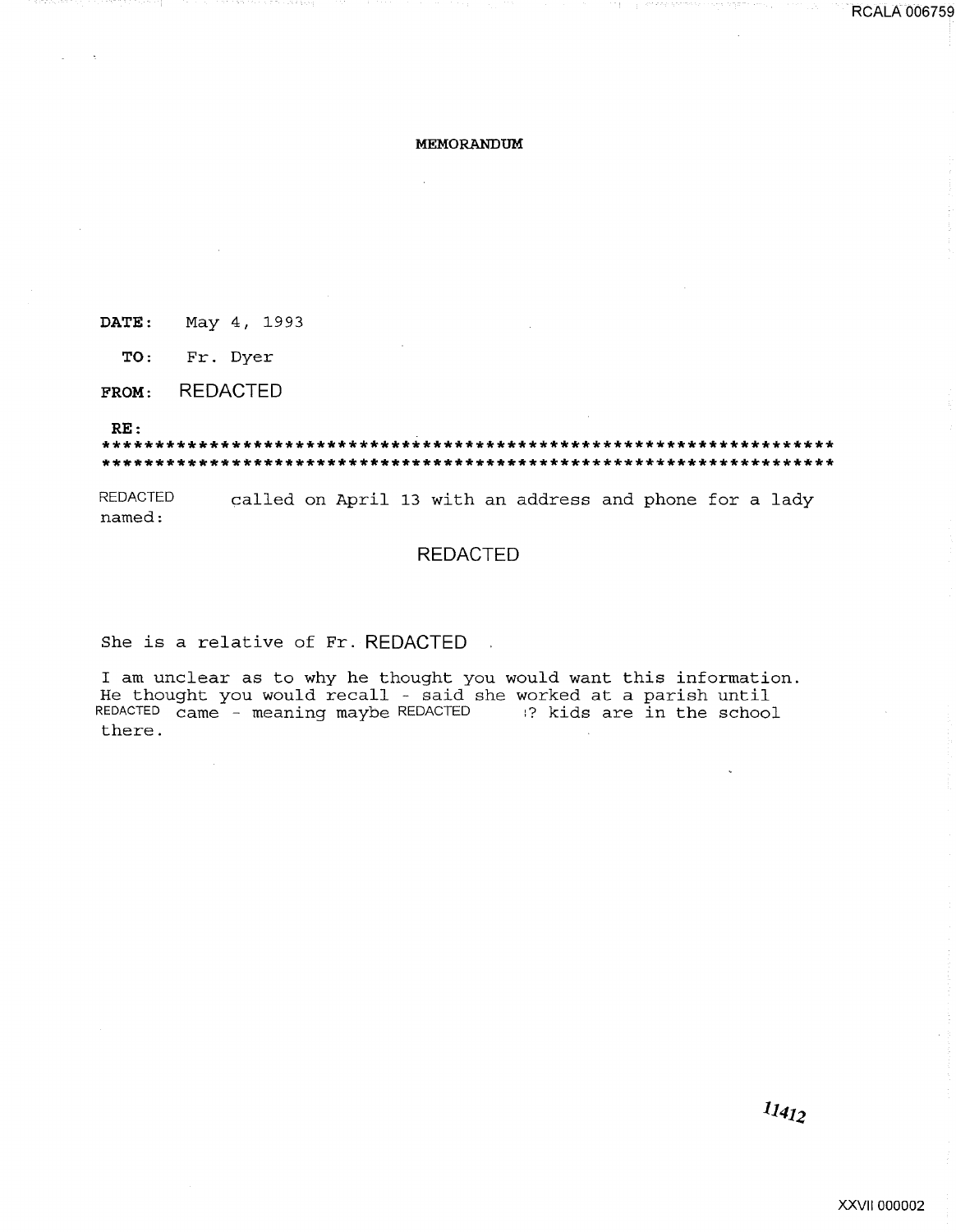**MEMORANDUM**

**DATE:** May 4, 1993

**TO:** Fr. Dyer

**FROM:** REDACTED

**RE:**

************************************************************************
************************************************************************

REDACTED called on April 13 with an address and phone for a lady named:

REDACTED

She is a relative of Fr. REDACTED .

I am unclear as to why he thought you would want this information. He thought you would recall - said she worked at a parish until REDACTED came - meaning maybe REDACTED ? kids are in the school there.

*11412*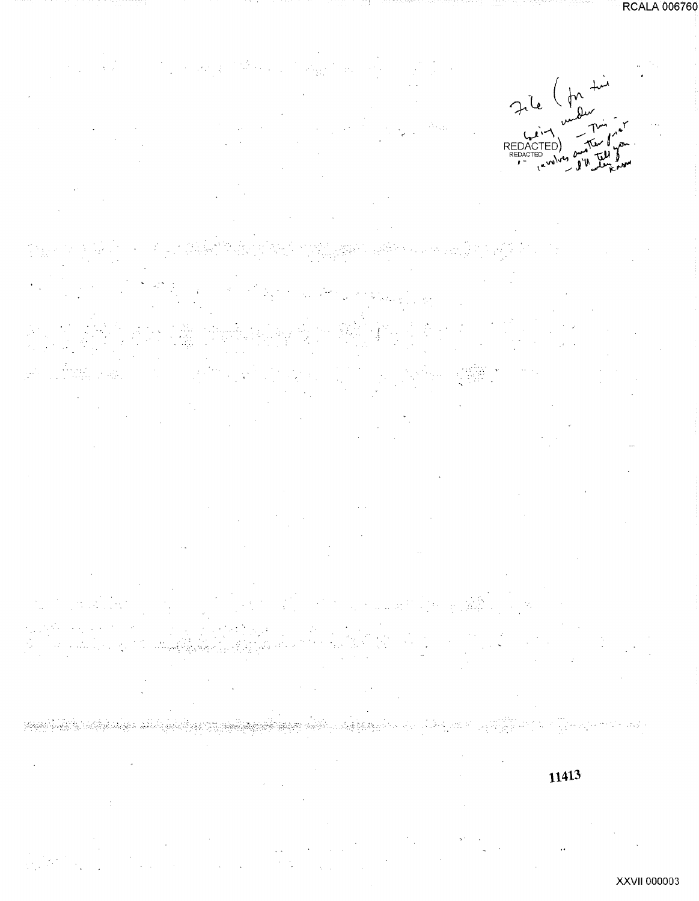File (for time being under REDACTED) — This involves another priest — I'll tell you when know

REDACTED

11413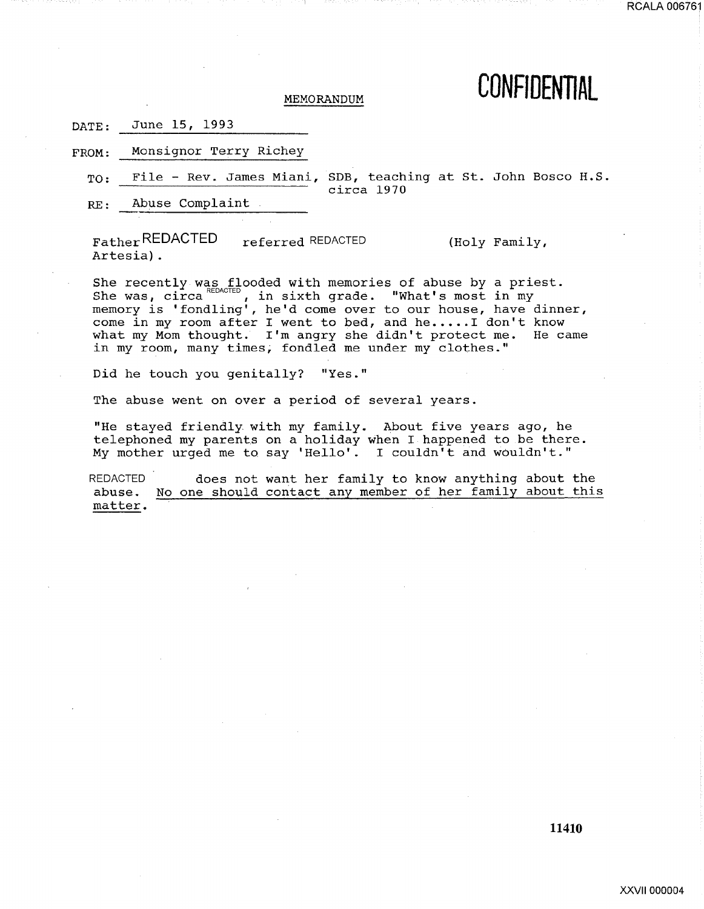# CONFIDENTIAL

MEMORANDUM

DATE: June 15, 1993

FROM: Monsignor Terry Richey

TO: File - Rev. James Miani, SDB, teaching at St. John Bosco H.S. circa 1970

RE: Abuse Complaint

Father REDACTED referred REDACTED (Holy Family, Artesia).

She recently was flooded with memories of abuse by a priest. She was, circa REDACTED, in sixth grade. "What's most in my memory is 'fondling', he'd come over to our house, have dinner, come in my room after I went to bed, and he.....I don't know what my Mom thought. I'm angry she didn't protect me. He came in my room, many times, fondled me under my clothes."

Did he touch you genitally? "Yes."

The abuse went on over a period of several years.

"He stayed friendly with my family. About five years ago, he telephoned my parents on a holiday when I happened to be there. My mother urged me to say 'Hello'. I couldn't and wouldn't."

REDACTED does not want her family to know anything about the abuse. No one should contact any member of her family about this matter.

11410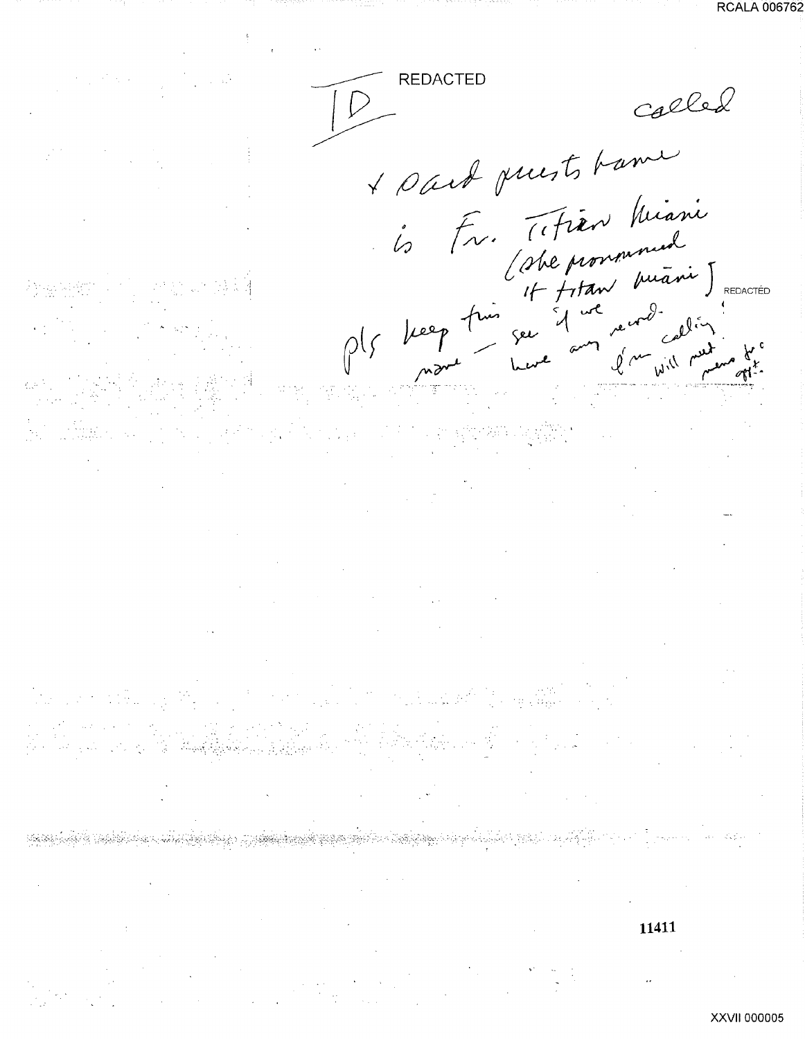REDACTED

ID

called

& said priests name is Fr. Titian Miani (she pronounced it titan miāni) REDACTED

pls keep this name – see if we have any record. I'm calling! will put memo for appt.

RCALA 006762

XXVII 000005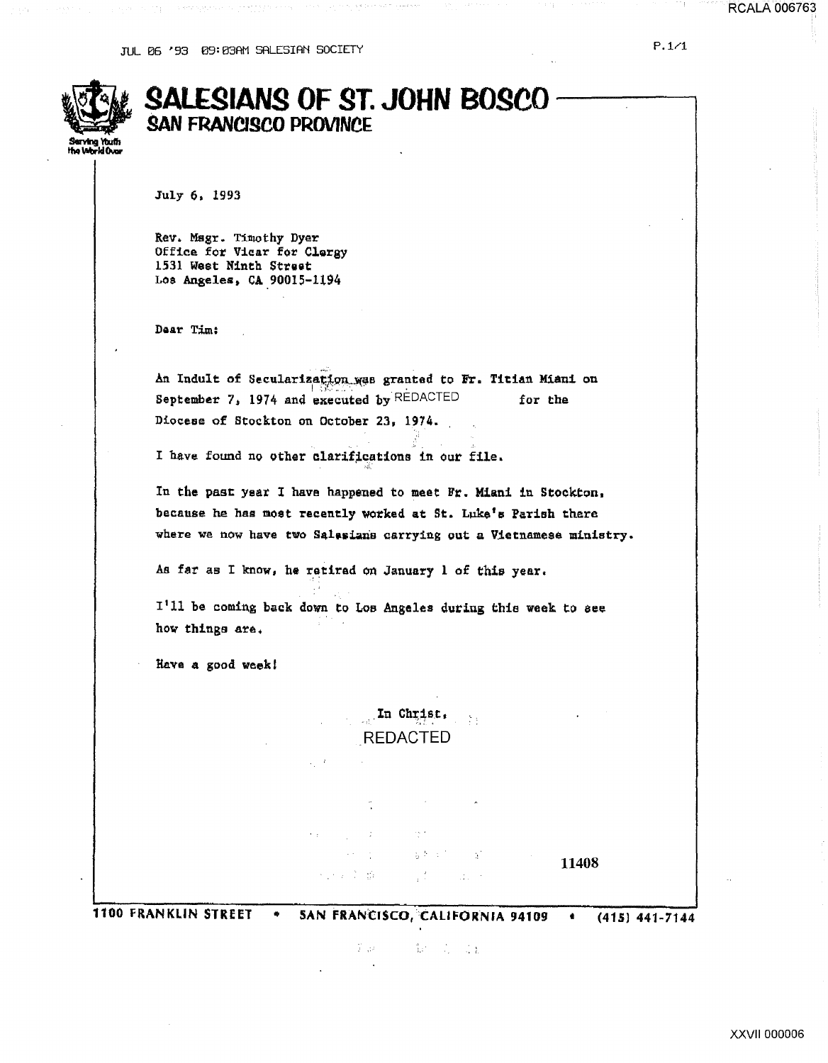JUL 06 '93 09:03AM SALESIAN SOCIETY

# SALESIANS OF ST. JOHN BOSCO
## SAN FRANCISCO PROVINCE

Serving Youth the World Over

July 6, 1993

Rev. Msgr. Timothy Dyer
Office for Vicar for Clergy
1531 West Ninth Street
Los Angeles, CA 90015-1194

Dear Tim:

An Indult of Secularization was granted to Fr. Titian Miani on September 7, 1974 and executed by REDACTED for the Diocese of Stockton on October 23, 1974.

I have found no other clarifications in our file.

In the past year I have happened to meet Fr. Miani in Stockton, because he has most recently worked at St. Luke's Parish there where we now have two Salesians carrying out a Vietnamese ministry.

As far as I know, he retired on January 1 of this year.

I'll be coming back down to Los Angeles during this week to see how things are.

Have a good week!

In Christ,
REDACTED

11408

1100 FRANKLIN STREET • SAN FRANCISCO, CALIFORNIA 94109 • (415) 441-7144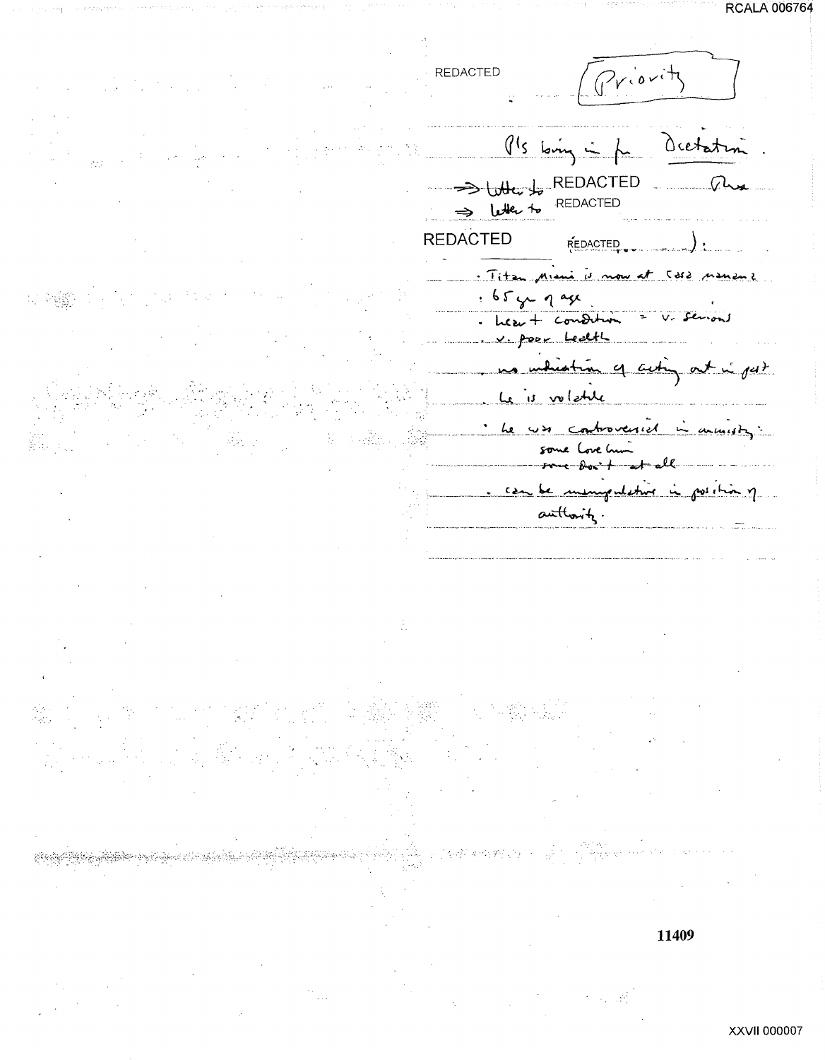REDACTED

Priority

P's bring in for Dictation.

~~⇒ Letter to~~ REDACTED Phx

⇒ letter to REDACTED

REDACTED REDACTED ):

- Titan Miani is now at Casa moneni
- 65 yrs of age
- heart condition = v. serious
- v. poor health
- no indication of acting out in past
- he is volatile
- he was controversial in ministry:
  some love him
  some don't at all
- can be manipulative in position of authority.

11409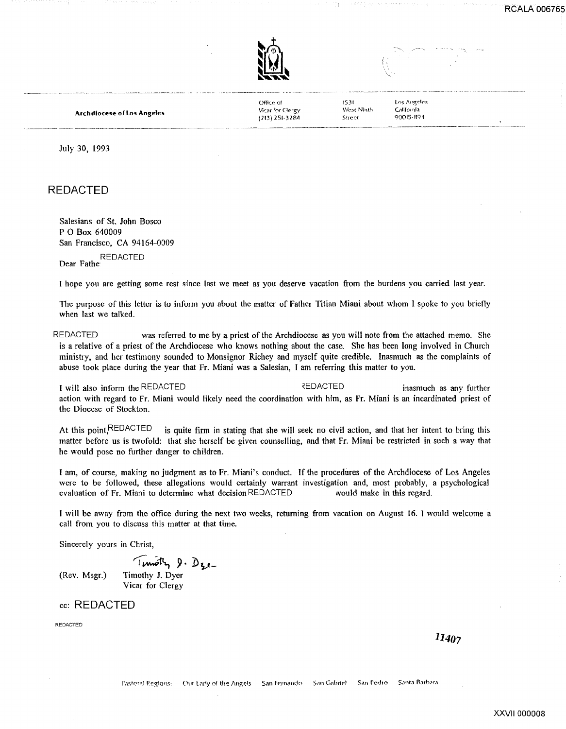Archdiocese of Los Angeles

Office of Vicar for Clergy (213) 251-3284 | 1531 West Ninth Street | Los Angeles California 90015-1194

July 30, 1993

REDACTED

Salesians of St. John Bosco
P O Box 640009
San Francisco, CA 94164-0009

Dear Father REDACTED

I hope you are getting some rest since last we meet as you deserve vacation from the burdens you carried last year.

The purpose of this letter is to inform you about the matter of Father Titian Miani about whom I spoke to you briefly when last we talked.

REDACTED was referred to me by a priest of the Archdiocese as you will note from the attached memo. She is a relative of a priest of the Archdiocese who knows nothing about the case. She has been long involved in Church ministry, and her testimony sounded to Monsignor Richey and myself quite credible. Inasmuch as the complaints of abuse took place during the year that Fr. Miani was a Salesian, I am referring this matter to you.

I will also inform the REDACTED REDACTED inasmuch as any further action with regard to Fr. Miani would likely need the coordination with him, as Fr. Miani is an incardinated priest of the Diocese of Stockton.

At this point, REDACTED is quite firm in stating that she will seek no civil action, and that her intent to bring this matter before us is twofold: that she herself be given counselling, and that Fr. Miani be restricted in such a way that he would pose no further danger to children.

I am, of course, making no judgment as to Fr. Miani's conduct. If the procedures of the Archdiocese of Los Angeles were to be followed, these allegations would certainly warrant investigation and, most probably, a psychological evaluation of Fr. Miani to determine what decision REDACTED would make in this regard.

I will be away from the office during the next two weeks, returning from vacation on August 16. I would welcome a call from you to discuss this matter at that time.

Sincerely yours in Christ,

*Timothy J. Dyer*

(Rev. Msgr.) Timothy J. Dyer
Vicar for Clergy

cc: REDACTED

REDACTED

11407

Pastoral Regions: Our Lady of the Angels San Fernando San Gabriel San Pedro Santa Barbara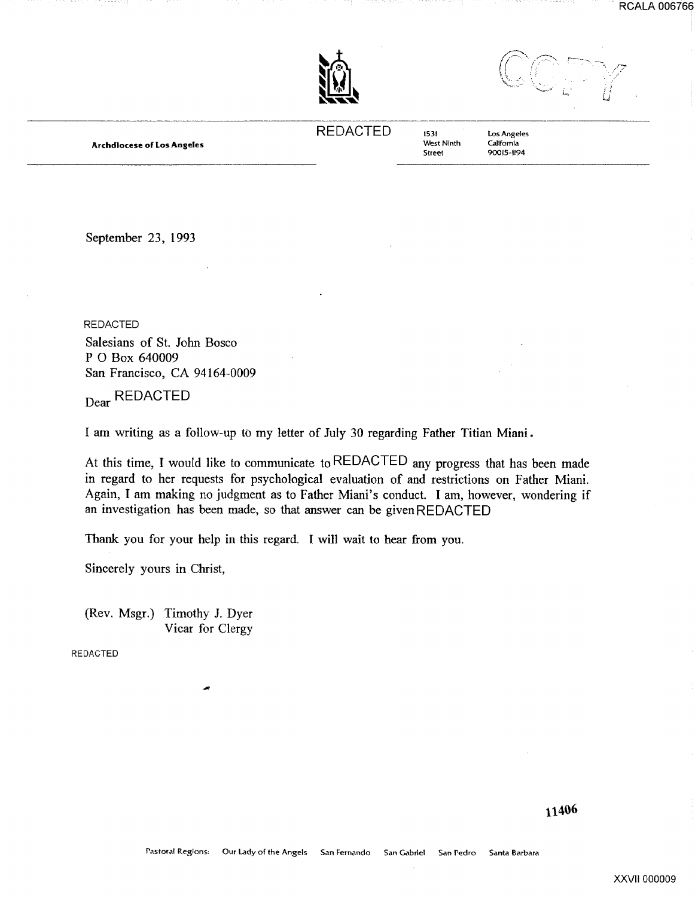COPY

Archdiocese of Los Angeles

REDACTED

1531 West Ninth Street

Los Angeles California 90015-1194

September 23, 1993

REDACTED

Salesians of St. John Bosco
P O Box 640009
San Francisco, CA 94164-0009

Dear REDACTED

I am writing as a follow-up to my letter of July 30 regarding Father Titian Miani.

At this time, I would like to communicate to REDACTED any progress that has been made in regard to her requests for psychological evaluation of and restrictions on Father Miani. Again, I am making no judgment as to Father Miani's conduct. I am, however, wondering if an investigation has been made, so that answer can be given REDACTED

Thank you for your help in this regard. I will wait to hear from you.

Sincerely yours in Christ,

(Rev. Msgr.) Timothy J. Dyer
Vicar for Clergy

REDACTED

11406

Pastoral Regions: Our Lady of the Angels San Fernando San Gabriel San Pedro Santa Barbara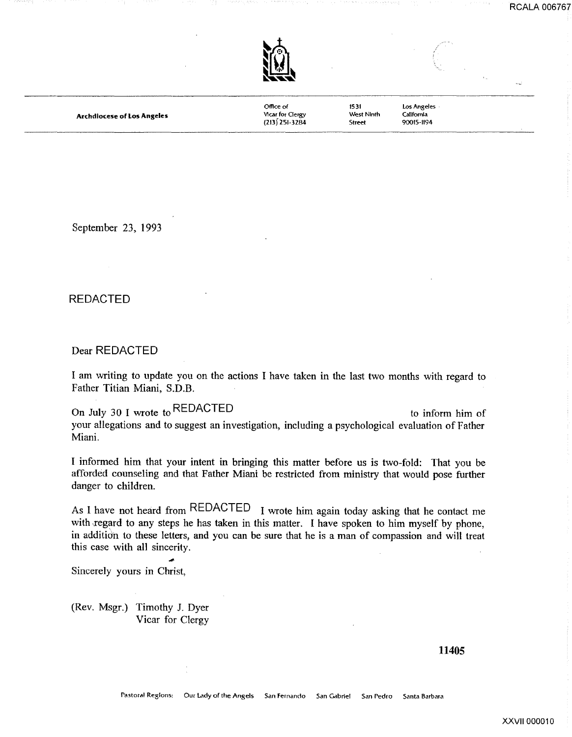**Archdiocese of Los Angeles**

Office of Vicar for Clergy (213) 251-3284 | 1531 West Ninth Street | Los Angeles California 90015-1194

September 23, 1993

REDACTED

Dear REDACTED

I am writing to update you on the actions I have taken in the last two months with regard to Father Titian Miani, S.D.B.

On July 30 I wrote to REDACTED to inform him of your allegations and to suggest an investigation, including a psychological evaluation of Father Miani.

I informed him that your intent in bringing this matter before us is two-fold: That you be afforded counseling and that Father Miani be restricted from ministry that would pose further danger to children.

As I have not heard from REDACTED I wrote him again today asking that he contact me with regard to any steps he has taken in this matter. I have spoken to him myself by phone, in addition to these letters, and you can be sure that he is a man of compassion and will treat this case with all sincerity.

Sincerely yours in Christ,

(Rev. Msgr.) Timothy J. Dyer
Vicar for Clergy

11405

Pastoral Regions: Our Lady of the Angels San Fernando San Gabriel San Pedro Santa Barbara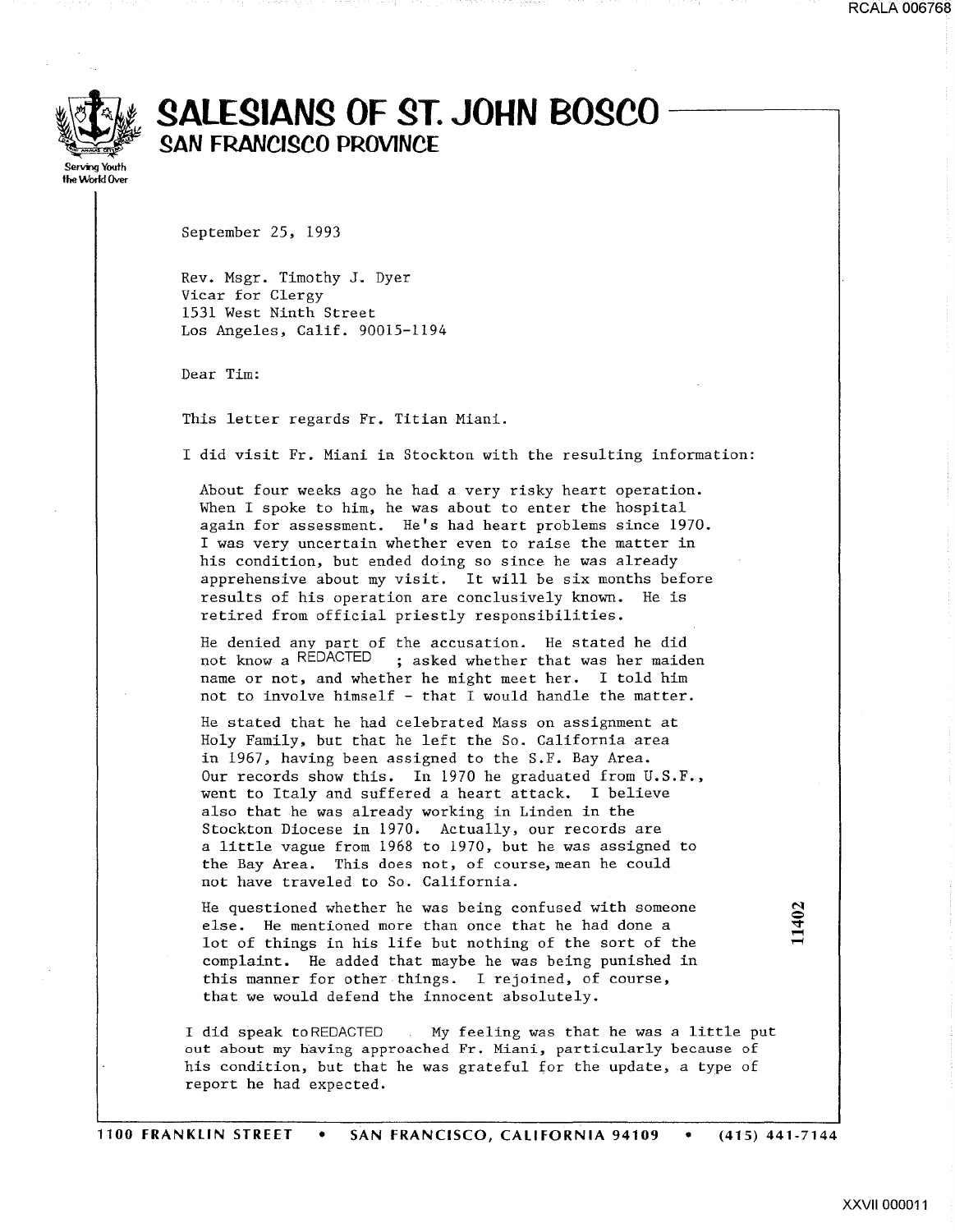# SALESIANS OF ST. JOHN BOSCO

## SAN FRANCISCO PROVINCE

Serving Youth the World Over

September 25, 1993

Rev. Msgr. Timothy J. Dyer
Vicar for Clergy
1531 West Ninth Street
Los Angeles, Calif. 90015-1194

Dear Tim:

This letter regards Fr. Titian Miani.

I did visit Fr. Miani in Stockton with the resulting information:

> About four weeks ago he had a very risky heart operation. When I spoke to him, he was about to enter the hospital again for assessment. He's had heart problems since 1970. I was very uncertain whether even to raise the matter in his condition, but ended doing so since he was already apprehensive about my visit. It will be six months before results of his operation are conclusively known. He is retired from official priestly responsibilities.
>
> He denied any part of the accusation. He stated he did not know a REDACTED ; asked whether that was her maiden name or not, and whether he might meet her. I told him not to involve himself - that I would handle the matter.
>
> He stated that he had celebrated Mass on assignment at Holy Family, but that he left the So. California area in 1967, having been assigned to the S.F. Bay Area. Our records show this. In 1970 he graduated from U.S.F., went to Italy and suffered a heart attack. I believe also that he was already working in Linden in the Stockton Diocese in 1970. Actually, our records are a little vague from 1968 to 1970, but he was assigned to the Bay Area. This does not, of course, mean he could not have traveled to So. California.
>
> He questioned whether he was being confused with someone else. He mentioned more than once that he had done a lot of things in his life but nothing of the sort of the complaint. He added that maybe he was being punished in this manner for other things. I rejoined, of course, that we would defend the innocent absolutely.

I did speak to REDACTED . My feeling was that he was a little put out about my having approached Fr. Miani, particularly because of his condition, but that he was grateful for the update, a type of report he had expected.

11402

1100 FRANKLIN STREET • SAN FRANCISCO, CALIFORNIA 94109 • (415) 441-7144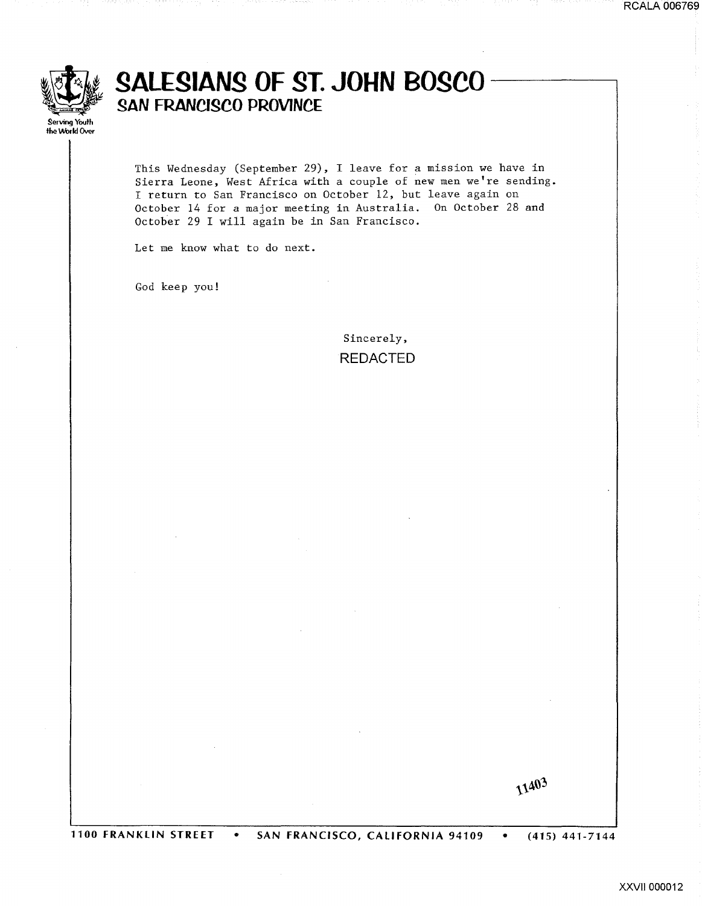# SALESIANS OF ST. JOHN BOSCO

## SAN FRANCISCO PROVINCE

Serving Youth the World Over

This Wednesday (September 29), I leave for a mission we have in Sierra Leone, West Africa with a couple of new men we're sending. I return to San Francisco on October 12, but leave again on October 14 for a major meeting in Australia. On October 28 and October 29 I will again be in San Francisco.

Let me know what to do next.

God keep you!

Sincerely,

REDACTED

11403

1100 FRANKLIN STREET • SAN FRANCISCO, CALIFORNIA 94109 • (415) 441-7144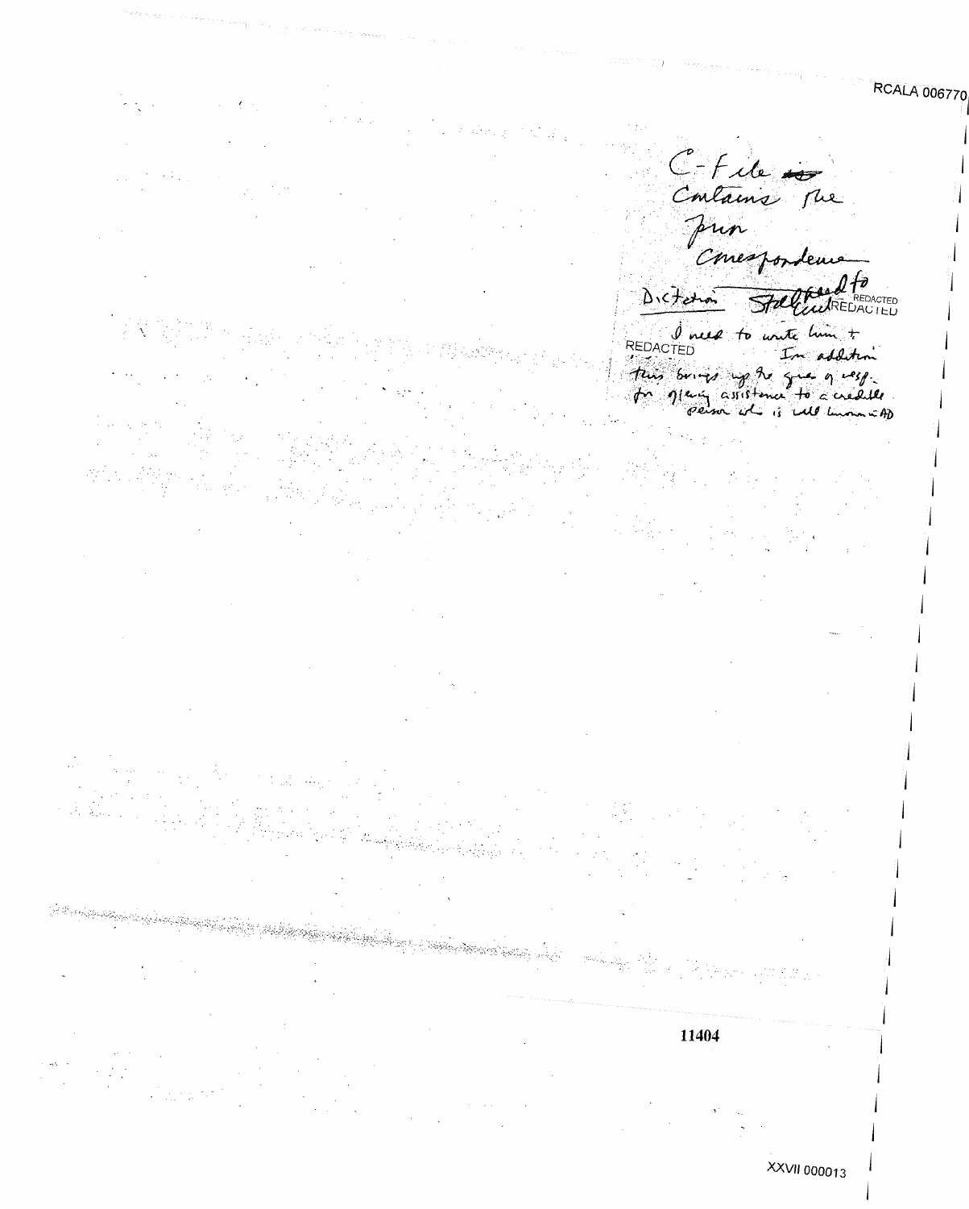C-File ~~is~~
Contains the
prior
Correspondence

Dictation Staffed to REDACTED

I need to write him + REDACTED In addition this brings up the question of resp. for giving assistance to a credible person who is well known in AD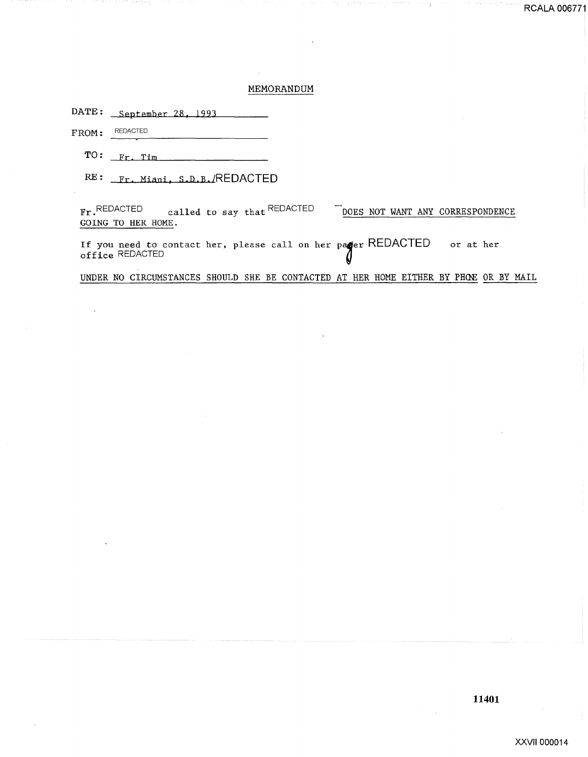# MEMORANDUM

DATE: September 28, 1993

FROM: REDACTED

TO: Fr. Tim

RE: Fr. Miani, S.D.B./REDACTED

Fr. REDACTED called to say that REDACTED DOES NOT WANT ANY CORRESPONDENCE GOING TO HER HOME.

If you need to contact her, please call on her pager REDACTED or at her office REDACTED

UNDER NO CIRCUMSTANCES SHOULD SHE BE CONTACTED AT HER HOME EITHER BY PHONE OR BY MAIL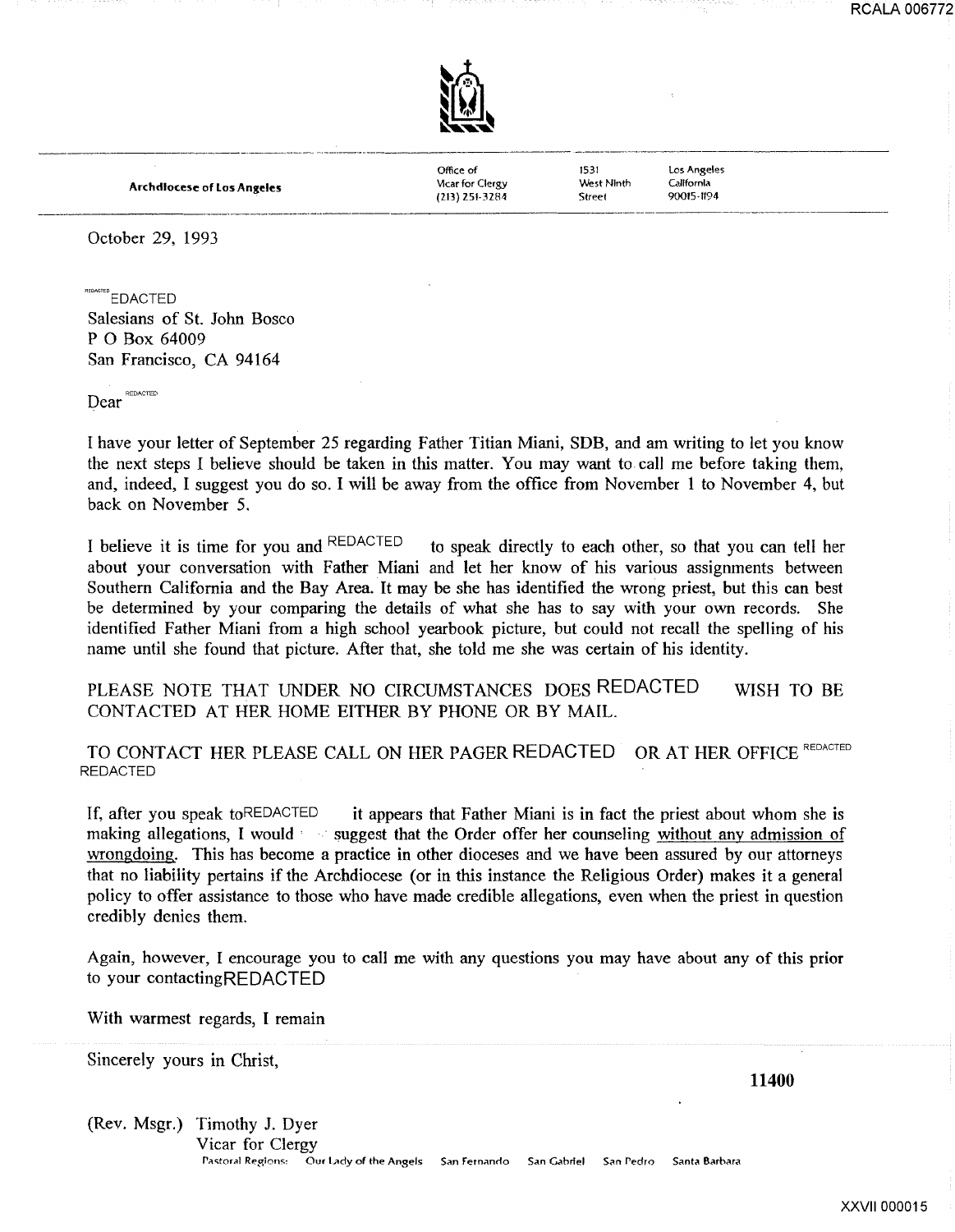**Archdiocese of Los Angeles**

Office of Vicar for Clergy (213) 251-3284 | 1531 West Ninth Street | Los Angeles California 90015-1194

October 29, 1993

REDACTED
Salesians of St. John Bosco
P O Box 64009
San Francisco, CA 94164

Dear REDACTED

I have your letter of September 25 regarding Father Titian Miani, SDB, and am writing to let you know the next steps I believe should be taken in this matter. You may want to call me before taking them, and, indeed, I suggest you do so. I will be away from the office from November 1 to November 4, but back on November 5.

I believe it is time for you and REDACTED to speak directly to each other, so that you can tell her about your conversation with Father Miani and let her know of his various assignments between Southern California and the Bay Area. It may be she has identified the wrong priest, but this can best be determined by your comparing the details of what she has to say with your own records. She identified Father Miani from a high school yearbook picture, but could not recall the spelling of his name until she found that picture. After that, she told me she was certain of his identity.

PLEASE NOTE THAT UNDER NO CIRCUMSTANCES DOES REDACTED WISH TO BE CONTACTED AT HER HOME EITHER BY PHONE OR BY MAIL.

TO CONTACT HER PLEASE CALL ON HER PAGER REDACTED OR AT HER OFFICE REDACTED REDACTED

If, after you speak to REDACTED it appears that Father Miani is in fact the priest about whom she is making allegations, I would suggest that the Order offer her counseling without any admission of wrongdoing. This has become a practice in other dioceses and we have been assured by our attorneys that no liability pertains if the Archdiocese (or in this instance the Religious Order) makes it a general policy to offer assistance to those who have made credible allegations, even when the priest in question credibly denies them.

Again, however, I encourage you to call me with any questions you may have about any of this prior to your contacting REDACTED

With warmest regards, I remain

Sincerely yours in Christ,

11400

(Rev. Msgr.) Timothy J. Dyer
Vicar for Clergy

Pastoral Regions: Our Lady of the Angels San Fernando San Gabriel San Pedro Santa Barbara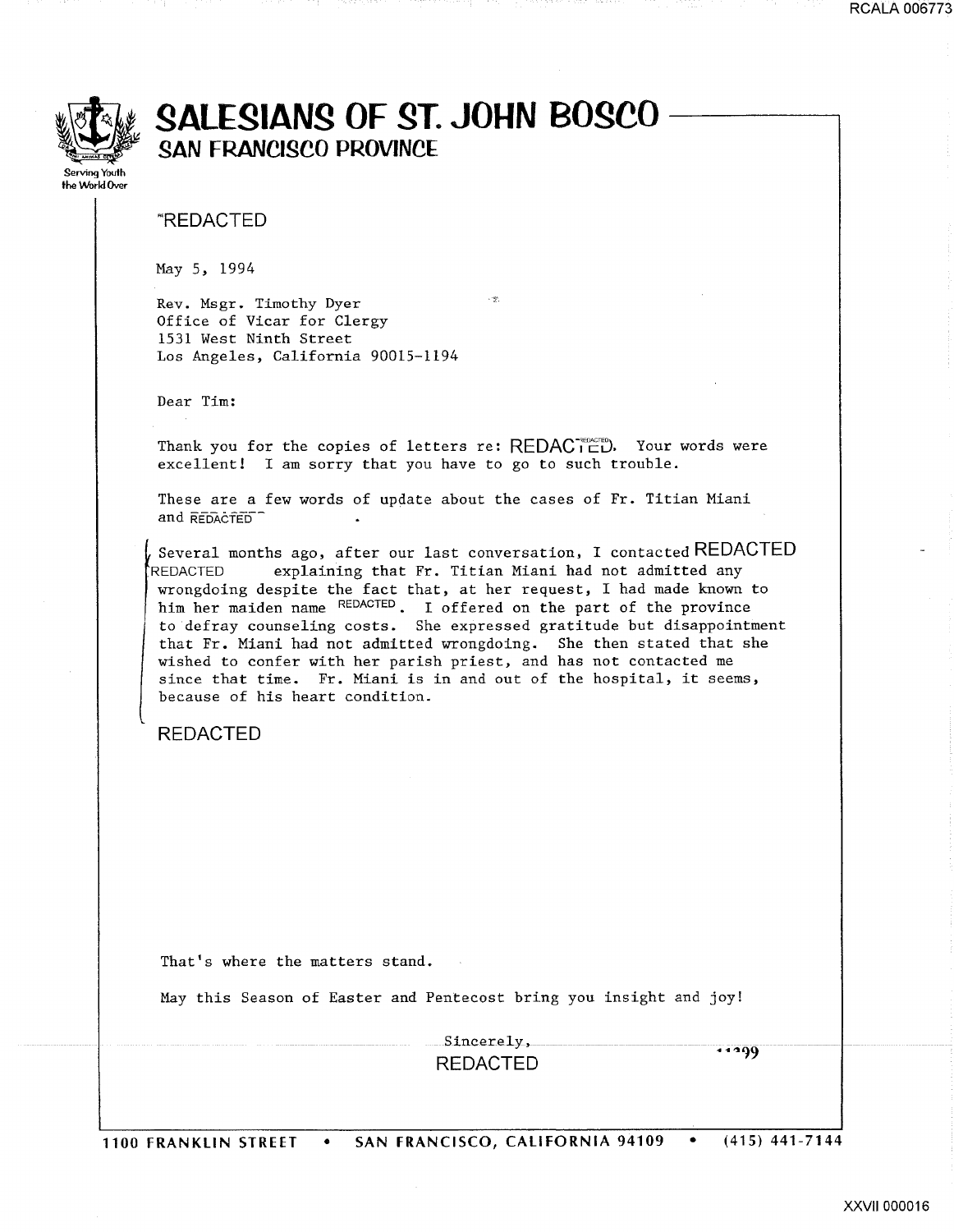# SALESIANS OF ST. JOHN BOSCO

## SAN FRANCISCO PROVINCE

Serving Youth the World Over

REDACTED

May 5, 1994

Rev. Msgr. Timothy Dyer
Office of Vicar for Clergy
1531 West Ninth Street
Los Angeles, California 90015-1194

Dear Tim:

Thank you for the copies of letters re: REDACTED. Your words were excellent! I am sorry that you have to go to such trouble.

These are a few words of update about the cases of Fr. Titian Miani and REDACTED.

Several months ago, after our last conversation, I contacted REDACTED REDACTED explaining that Fr. Titian Miani had not admitted any wrongdoing despite the fact that, at her request, I had made known to him her maiden name REDACTED. I offered on the part of the province to defray counseling costs. She expressed gratitude but disappointment that Fr. Miani had not admitted wrongdoing. She then stated that she wished to confer with her parish priest, and has not contacted me since that time. Fr. Miani is in and out of the hospital, it seems, because of his heart condition.

REDACTED

That's where the matters stand.

May this Season of Easter and Pentecost bring you insight and joy!

Sincerely,
REDACTED

1100 FRANKLIN STREET • SAN FRANCISCO, CALIFORNIA 94109 • (415) 441-7144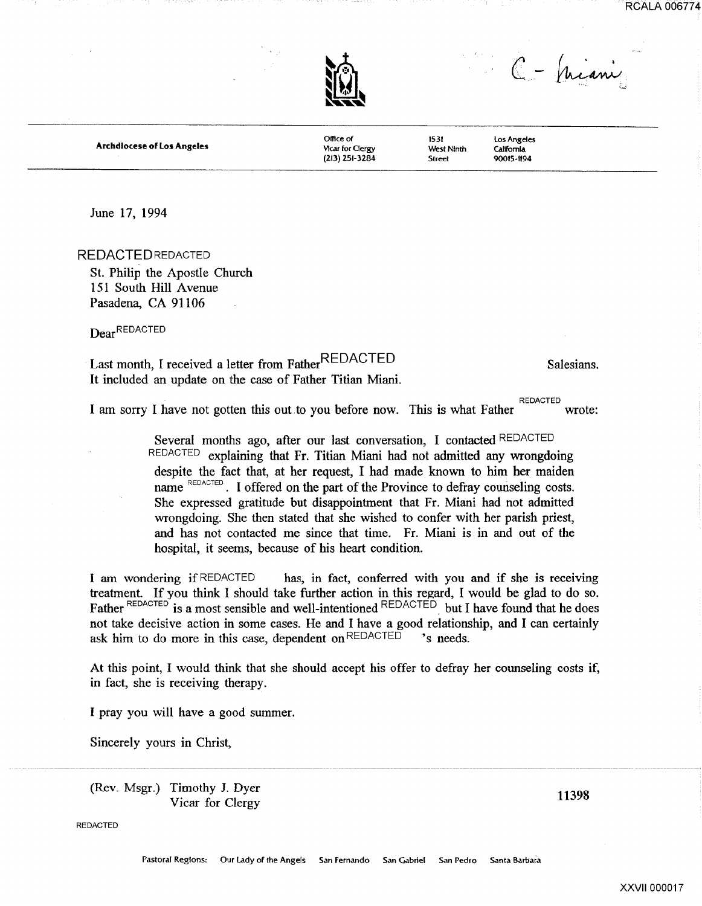C - Miani

**Archdiocese of Los Angeles** | Office of Vicar for Clergy (213) 251-3284 | 1531 West Ninth Street | Los Angeles California 90015-1194

June 17, 1994

REDACTED REDACTED
St. Philip the Apostle Church
151 South Hill Avenue
Pasadena, CA 91106

Dear REDACTED

Last month, I received a letter from Father REDACTED Salesians. It included an update on the case of Father Titian Miani.

I am sorry I have not gotten this out to you before now. This is what Father REDACTED wrote:

> Several months ago, after our last conversation, I contacted REDACTED REDACTED explaining that Fr. Titian Miani had not admitted any wrongdoing despite the fact that, at her request, I had made known to him her maiden name REDACTED. I offered on the part of the Province to defray counseling costs. She expressed gratitude but disappointment that Fr. Miani had not admitted wrongdoing. She then stated that she wished to confer with her parish priest, and has not contacted me since that time. Fr. Miani is in and out of the hospital, it seems, because of his heart condition.

I am wondering if REDACTED has, in fact, conferred with you and if she is receiving treatment. If you think I should take further action in this regard, I would be glad to do so. Father REDACTED is a most sensible and well-intentioned REDACTED but I have found that he does not take decisive action in some cases. He and I have a good relationship, and I can certainly ask him to do more in this case, dependent on REDACTED 's needs.

At this point, I would think that she should accept his offer to defray her counseling costs if, in fact, she is receiving therapy.

I pray you will have a good summer.

Sincerely yours in Christ,

(Rev. Msgr.) Timothy J. Dyer
Vicar for Clergy

11398

REDACTED

Pastoral Regions: Our Lady of the Angels San Fernando San Gabriel San Pedro Santa Barbara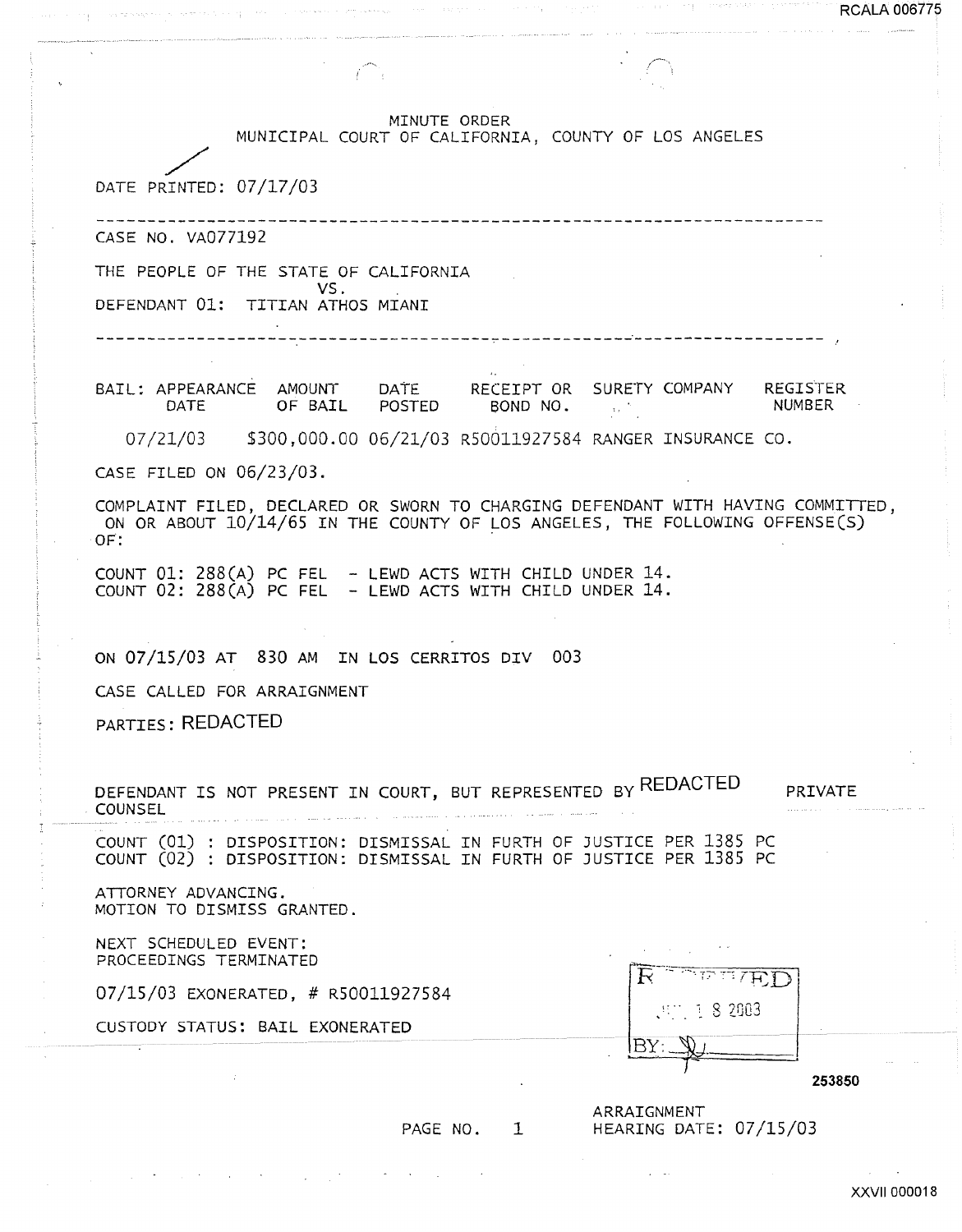MINUTE ORDER
MUNICIPAL COURT OF CALIFORNIA, COUNTY OF LOS ANGELES

DATE PRINTED: 07/17/03

CASE NO. VA077192

THE PEOPLE OF THE STATE OF CALIFORNIA
VS.
DEFENDANT 01: TITIAN ATHOS MIANI

| BAIL: APPEARANCE DATE | AMOUNT OF BAIL | DATE POSTED | RECEIPT OR BOND NO. | SURETY COMPANY | REGISTER NUMBER |
|---|---|---|---|---|---|
| 07/21/03 | $300,000.00 | 06/21/03 | R50011927584 | RANGER INSURANCE CO. | |

CASE FILED ON 06/23/03.

COMPLAINT FILED, DECLARED OR SWORN TO CHARGING DEFENDANT WITH HAVING COMMITTED, ON OR ABOUT 10/14/65 IN THE COUNTY OF LOS ANGELES, THE FOLLOWING OFFENSE(S) OF:

COUNT 01: 288(A) PC FEL - LEWD ACTS WITH CHILD UNDER 14.
COUNT 02: 288(A) PC FEL - LEWD ACTS WITH CHILD UNDER 14.

ON 07/15/03 AT 830 AM IN LOS CERRITOS DIV 003

CASE CALLED FOR ARRAIGNMENT

PARTIES: REDACTED

DEFENDANT IS NOT PRESENT IN COURT, BUT REPRESENTED BY REDACTED PRIVATE COUNSEL

COUNT (01) : DISPOSITION: DISMISSAL IN FURTH OF JUSTICE PER 1385 PC
COUNT (02) : DISPOSITION: DISMISSAL IN FURTH OF JUSTICE PER 1385 PC

ATTORNEY ADVANCING.
MOTION TO DISMISS GRANTED.

NEXT SCHEDULED EVENT:
PROCEEDINGS TERMINATED

07/15/03 EXONERATED, # R50011927584

CUSTODY STATUS: BAIL EXONERATED

RECEIVED
JUL 18 2003
BY:

253850

ARRAIGNMENT
HEARING DATE: 07/15/03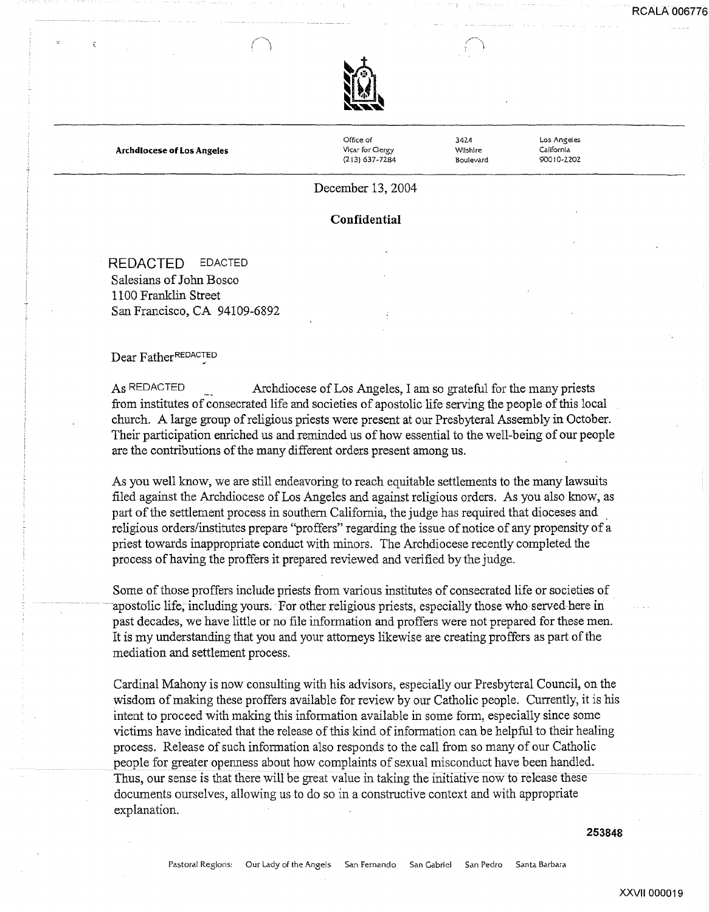Archdiocese of Los Angeles

Office of Vicar for Clergy (213) 637-7284 | 3424 Wilshire Boulevard | Los Angeles California 90010-2202

December 13, 2004

**Confidential**

REDACTED EDACTED
Salesians of John Bosco
1100 Franklin Street
San Francisco, CA 94109-6892

Dear Father REDACTED

As REDACTED Archdiocese of Los Angeles, I am so grateful for the many priests from institutes of consecrated life and societies of apostolic life serving the people of this local church. A large group of religious priests were present at our Presbyteral Assembly in October. Their participation enriched us and reminded us of how essential to the well-being of our people are the contributions of the many different orders present among us.

As you well know, we are still endeavoring to reach equitable settlements to the many lawsuits filed against the Archdiocese of Los Angeles and against religious orders. As you also know, as part of the settlement process in southern California, the judge has required that dioceses and religious orders/institutes prepare "proffers" regarding the issue of notice of any propensity of a priest towards inappropriate conduct with minors. The Archdiocese recently completed the process of having the proffers it prepared reviewed and verified by the judge.

Some of those proffers include priests from various institutes of consecrated life or societies of apostolic life, including yours. For other religious priests, especially those who served here in past decades, we have little or no file information and proffers were not prepared for these men. It is my understanding that you and your attorneys likewise are creating proffers as part of the mediation and settlement process.

Cardinal Mahony is now consulting with his advisors, especially our Presbyteral Council, on the wisdom of making these proffers available for review by our Catholic people. Currently, it is his intent to proceed with making this information available in some form, especially since some victims have indicated that the release of this kind of information can be helpful to their healing process. Release of such information also responds to the call from so many of our Catholic people for greater openness about how complaints of sexual misconduct have been handled. Thus, our sense is that there will be great value in taking the initiative now to release these documents ourselves, allowing us to do so in a constructive context and with appropriate explanation.

253848

Pastoral Regions: Our Lady of the Angels San Fernando San Gabriel San Pedro Santa Barbara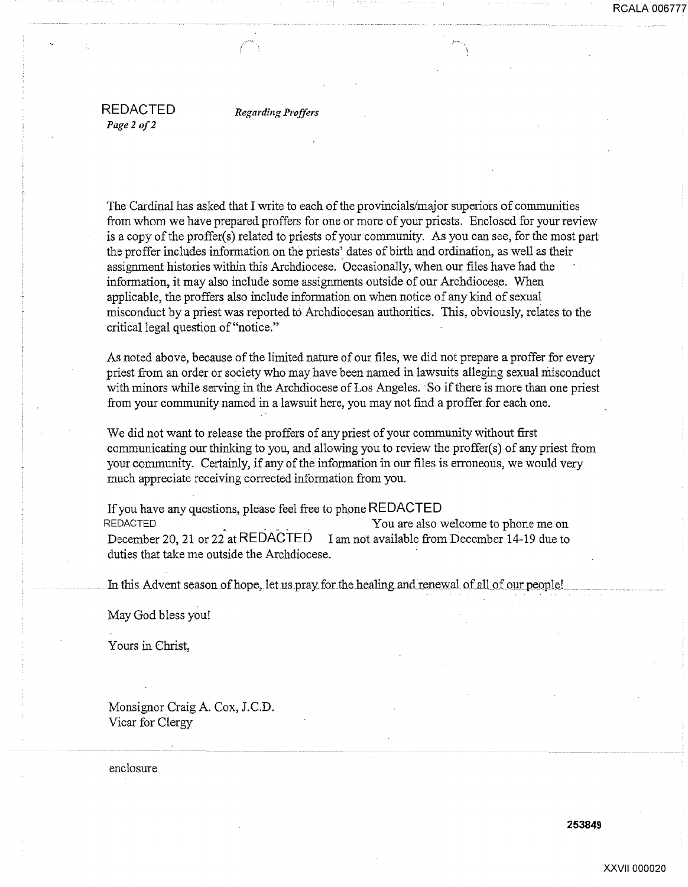REDACTED *Regarding Proffers*
*Page 2 of 2*

The Cardinal has asked that I write to each of the provincials/major superiors of communities from whom we have prepared proffers for one or more of your priests. Enclosed for your review is a copy of the proffer(s) related to priests of your community. As you can see, for the most part the proffer includes information on the priests' dates of birth and ordination, as well as their assignment histories within this Archdiocese. Occasionally, when our files have had the information, it may also include some assignments outside of our Archdiocese. When applicable, the proffers also include information on when notice of any kind of sexual misconduct by a priest was reported to Archdiocesan authorities. This, obviously, relates to the critical legal question of "notice."

As noted above, because of the limited nature of our files, we did not prepare a proffer for every priest from an order or society who may have been named in lawsuits alleging sexual misconduct with minors while serving in the Archdiocese of Los Angeles. So if there is more than one priest from your community named in a lawsuit here, you may not find a proffer for each one.

We did not want to release the proffers of any priest of your community without first communicating our thinking to you, and allowing you to review the proffer(s) of any priest from your community. Certainly, if any of the information in our files is erroneous, we would very much appreciate receiving corrected information from you.

If you have any questions, please feel free to phone REDACTED
REDACTED You are also welcome to phone me on December 20, 21 or 22 at REDACTED I am not available from December 14-19 due to duties that take me outside the Archdiocese.

In this Advent season of hope, let us pray for the healing and renewal of all of our people!

May God bless you!

Yours in Christ,

Monsignor Craig A. Cox, J.C.D.
Vicar for Clergy

enclosure

253849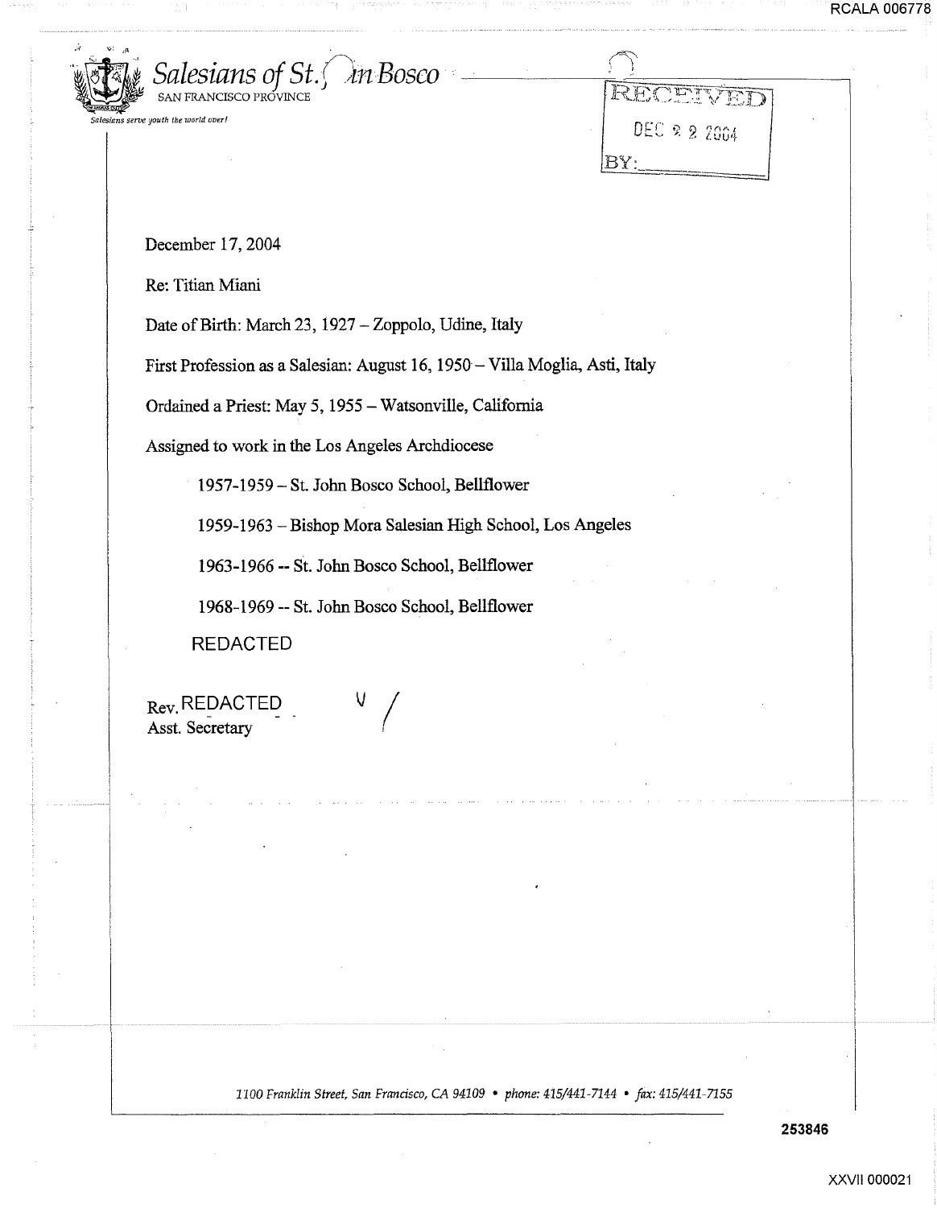*Salesians of St. John Bosco*
SAN FRANCISCO PROVINCE

*Salesians serve youth the world over!*

RECEIVED
DEC 22 2004
BY:

December 17, 2004

Re: Titian Miani

Date of Birth: March 23, 1927 – Zoppolo, Udine, Italy

First Profession as a Salesian: August 16, 1950 – Villa Moglia, Asti, Italy

Ordained a Priest: May 5, 1955 – Watsonville, California

Assigned to work in the Los Angeles Archdiocese

1957-1959 – St. John Bosco School, Bellflower

1959-1963 – Bishop Mora Salesian High School, Los Angeles

1963-1966 -- St. John Bosco School, Bellflower

1968-1969 -- St. John Bosco School, Bellflower

REDACTED

Rev. REDACTED
Asst. Secretary

*1100 Franklin Street, San Francisco, CA 94109 • phone: 415/441-7144 • fax: 415/441-7155*

253846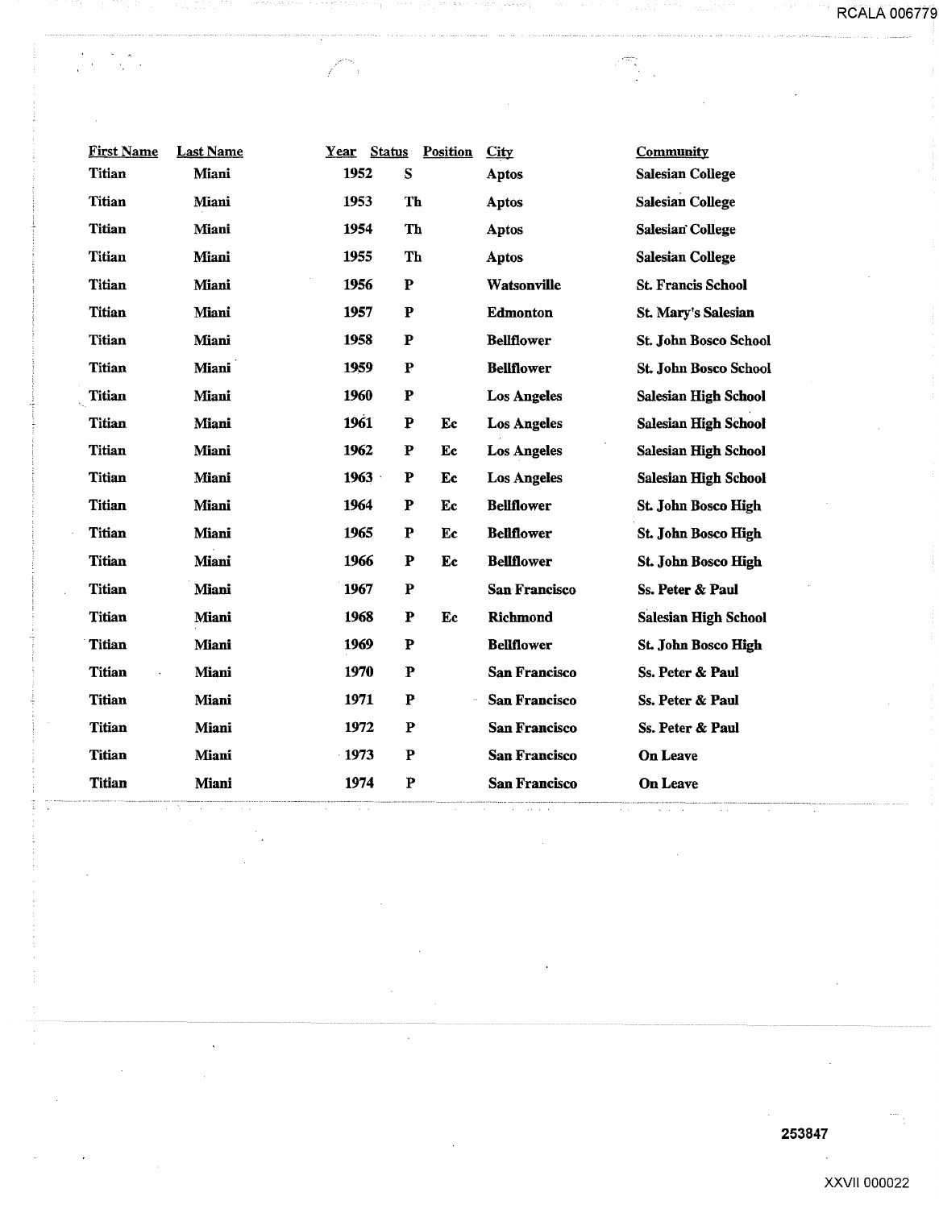| First Name | Last Name | Year | Status | Position | City | Community |
|---|---|---|---|---|---|---|
| Titian | Miani | 1952 | S | | Aptos | Salesian College |
| Titian | Miani | 1953 | Th | | Aptos | Salesian College |
| Titian | Miani | 1954 | Th | | Aptos | Salesian College |
| Titian | Miani | 1955 | Th | | Aptos | Salesian College |
| Titian | Miani | 1956 | P | | Watsonville | St. Francis School |
| Titian | Miani | 1957 | P | | Edmonton | St. Mary's Salesian |
| Titian | Miani | 1958 | P | | Bellflower | St. John Bosco School |
| Titian | Miani | 1959 | P | | Bellflower | St. John Bosco School |
| Titian | Miani | 1960 | P | | Los Angeles | Salesian High School |
| Titian | Miani | 1961 | P | Ec | Los Angeles | Salesian High School |
| Titian | Miani | 1962 | P | Ec | Los Angeles | Salesian High School |
| Titian | Miani | 1963 | P | Ec | Los Angeles | Salesian High School |
| Titian | Miani | 1964 | P | Ec | Bellflower | St. John Bosco High |
| Titian | Miani | 1965 | P | Ec | Bellflower | St. John Bosco High |
| Titian | Miani | 1966 | P | Ec | Bellflower | St. John Bosco High |
| Titian | Miani | 1967 | P | | San Francisco | Ss. Peter & Paul |
| Titian | Miani | 1968 | P | Ec | Richmond | Salesian High School |
| Titian | Miani | 1969 | P | | Bellflower | St. John Bosco High |
| Titian | Miani | 1970 | P | | San Francisco | Ss. Peter & Paul |
| Titian | Miani | 1971 | P | | San Francisco | Ss. Peter & Paul |
| Titian | Miani | 1972 | P | | San Francisco | Ss. Peter & Paul |
| Titian | Miani | 1973 | P | | San Francisco | On Leave |
| Titian | Miani | 1974 | P | | San Francisco | On Leave |

253847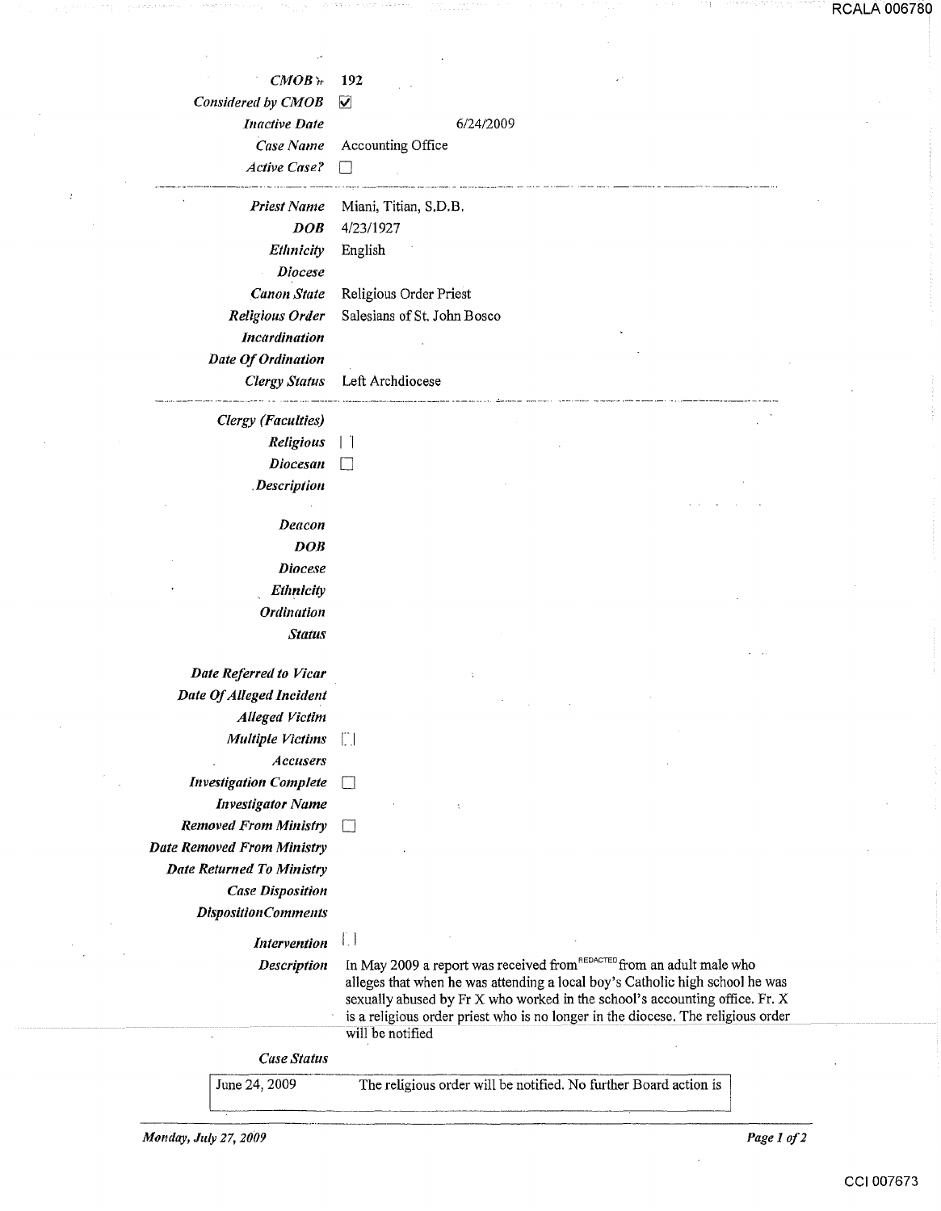| | |
|---|---|
| ***CMOB #*** | **192** |
| ***Considered by CMOB*** | ☑ |
| ***Inactive Date*** | 6/24/2009 |
| ***Case Name*** | Accounting Office |
| ***Active Case?*** | ☐ |

| | |
|---|---|
| ***Priest Name*** | Miani, Titian, S.D.B. |
| ***DOB*** | 4/23/1927 |
| ***Ethnicity*** | English |
| ***Diocese*** | |
| ***Canon State*** | Religious Order Priest |
| ***Religious Order*** | Salesians of St. John Bosco |
| ***Incardination*** | |
| ***Date Of Ordination*** | |
| ***Clergy Status*** | Left Archdiocese |

| | |
|---|---|
| ***Clergy (Faculties)*** | |
| ***Religious*** | ☐ |
| ***Diocesan*** | ☐ |
| ***Description*** | |
| ***Deacon*** | |
| ***DOB*** | |
| ***Diocese*** | |
| ***Ethnicity*** | |
| ***Ordination*** | |
| ***Status*** | |
| ***Date Referred to Vicar*** | |
| ***Date Of Alleged Incident*** | |
| ***Alleged Victim*** | |
| ***Multiple Victims*** | ☐ |
| ***Accusers*** | |
| ***Investigation Complete*** | ☐ |
| ***Investigator Name*** | |
| ***Removed From Ministry*** | ☐ |
| ***Date Removed From Ministry*** | |
| ***Date Returned To Ministry*** | |
| ***Case Disposition*** | |
| ***DispositionComments*** | |
| ***Intervention*** | ☐ |
| ***Description*** | In May 2009 a report was received from REDACTED from an adult male who alleges that when he was attending a local boy's Catholic high school he was sexually abused by Fr X who worked in the school's accounting office. Fr. X is a religious order priest who is no longer in the diocese. The religious order will be notified |

***Case Status***

| | |
|---|---|
| June 24, 2009 | The religious order will be notified. No further Board action is |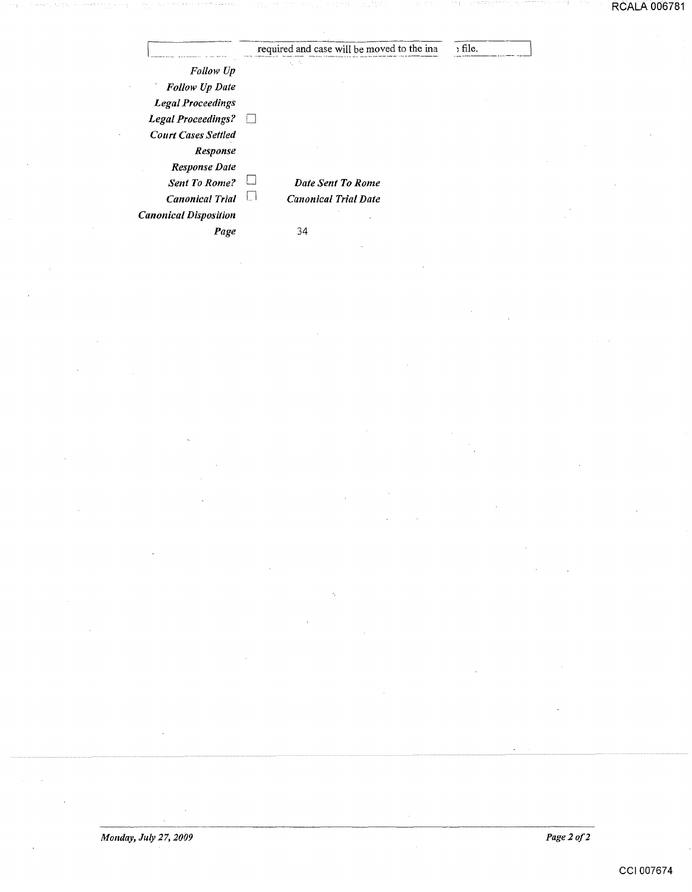| | required and case will be moved to the ina ›file. |
|---|---|

| | | | |
|---|---|---|---|
| *Follow Up* | | | |
| *Follow Up Date* | | | |
| *Legal Proceedings* | | | |
| *Legal Proceedings?* | ☐ | | |
| *Court Cases Settled* | | | |
| *Response* | | | |
| *Response Date* | | | |
| *Sent To Rome?* | ☐ | *Date Sent To Rome* | |
| *Canonical Trial* | ☐ | *Canonical Trial Date* | |
| *Canonical Disposition* | | | |
| *Page* | | 34 | |

*Monday, July 27, 2009*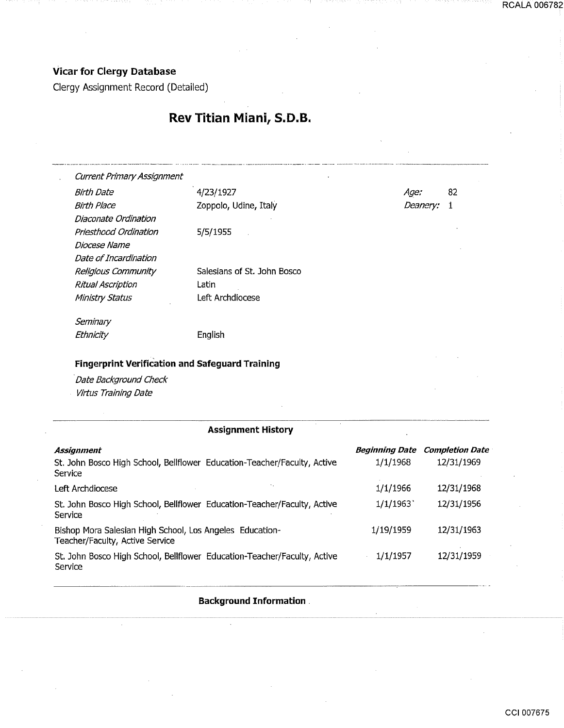**Vicar for Clergy Database**

Clergy Assignment Record (Detailed)

# Rev Titian Miani, S.D.B.

| | | | |
|---|---|---|---|
| *Current Primary Assignment* | | | |
| *Birth Date* | 4/23/1927 | *Age:* | 82 |
| *Birth Place* | Zoppolo, Udine, Italy | *Deanery:* | 1 |
| *Diaconate Ordination* | | | |
| *Priesthood Ordination* | 5/5/1955 | | |
| *Diocese Name* | | | |
| *Date of Incardination* | | | |
| *Religious Community* | Salesians of St. John Bosco | | |
| *Ritual Ascription* | Latin | | |
| *Ministry Status* | Left Archdiocese | | |
| *Seminary* | | | |
| *Ethnicity* | English | | |

**Fingerprint Verification and Safeguard Training**

*Date Background Check*

*Virtus Training Date*

**Assignment History**

| ***Assignment*** | ***Beginning Date*** | ***Completion Date*** |
|---|---|---|
| St. John Bosco High School, Bellflower Education-Teacher/Faculty, Active Service | 1/1/1968 | 12/31/1969 |
| Left Archdiocese | 1/1/1966 | 12/31/1968 |
| St. John Bosco High School, Bellflower Education-Teacher/Faculty, Active Service | 1/1/1963 | 12/31/1956 |
| Bishop Mora Salesian High School, Los Angeles Education-Teacher/Faculty, Active Service | 1/19/1959 | 12/31/1963 |
| St. John Bosco High School, Bellflower Education-Teacher/Faculty, Active Service | 1/1/1957 | 12/31/1959 |

**Background Information**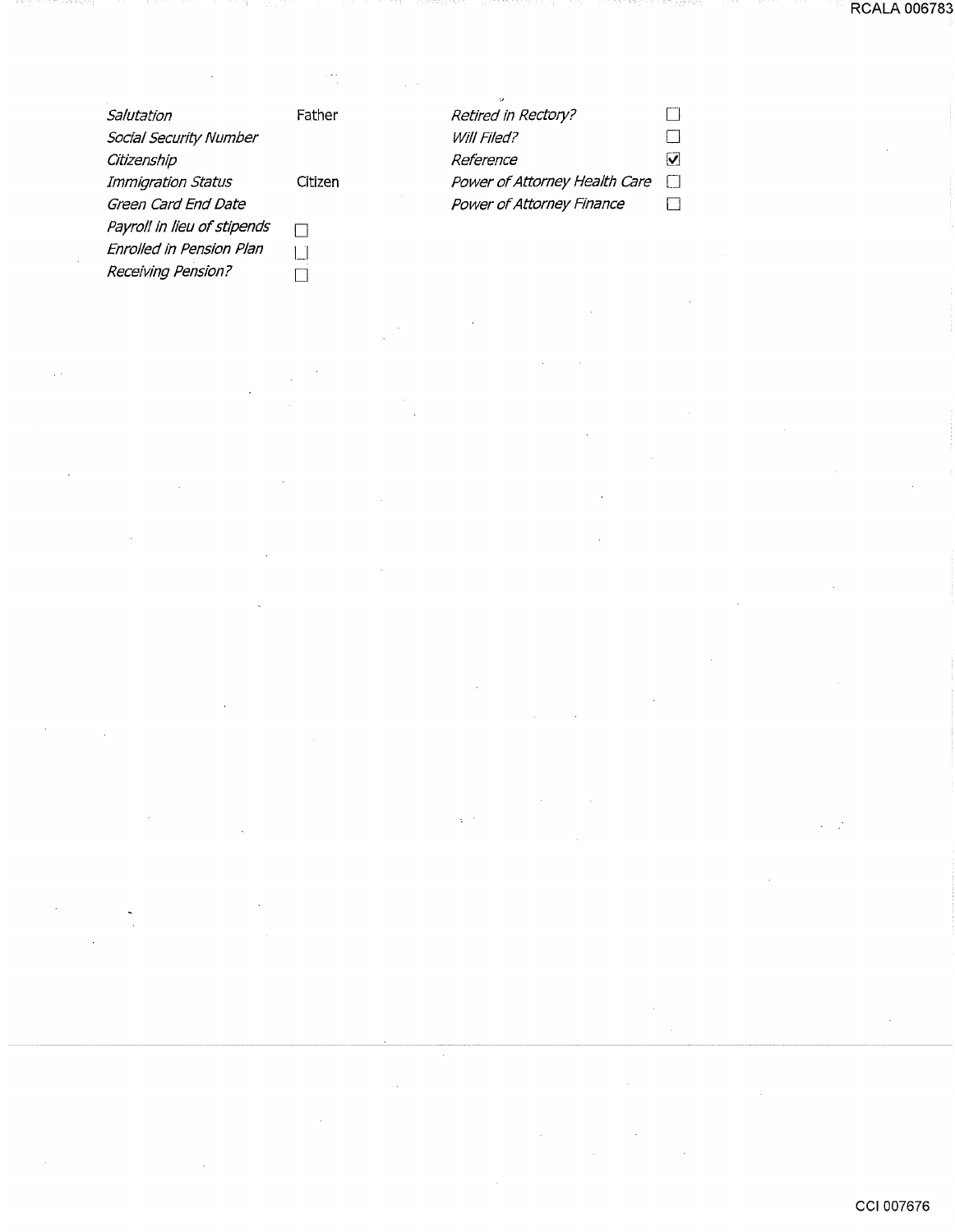| | | | |
|---|---|---|---|
| *Salutation* | Father | *Retired in Rectory?* | ☐ |
| *Social Security Number* | | *Will Filed?* | ☐ |
| *Citizenship* | | *Reference* | ☑ |
| *Immigration Status* | Citizen | *Power of Attorney Health Care* | ☐ |
| *Green Card End Date* | | *Power of Attorney Finance* | ☐ |
| *Payroll in lieu of stipends* | ☐ | | |
| *Enrolled in Pension Plan* | ☐ | | |
| *Receiving Pension?* | ☐ | | |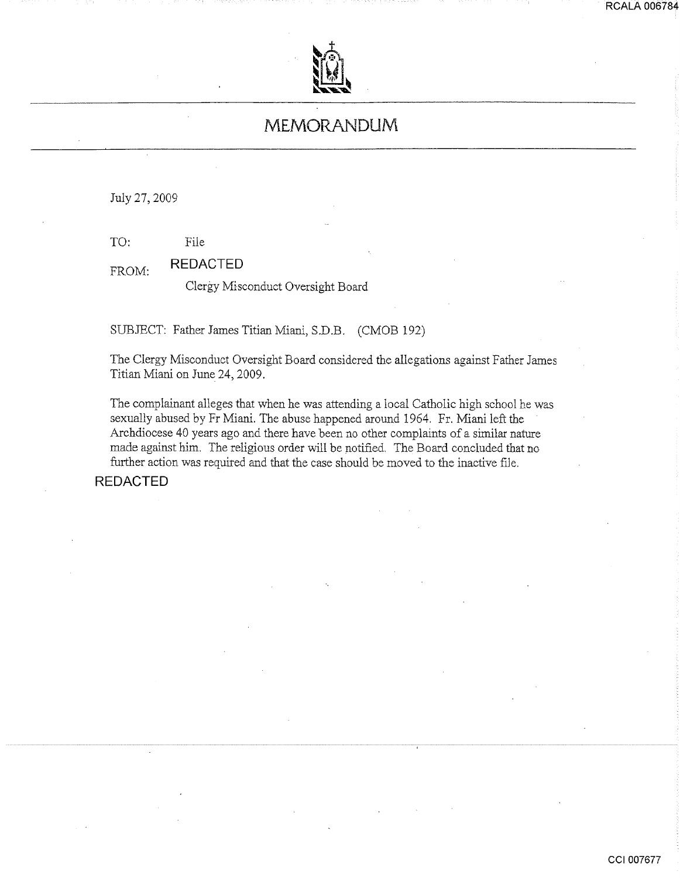# MEMORANDUM

July 27, 2009

TO: File

FROM: REDACTED
Clergy Misconduct Oversight Board

SUBJECT: Father James Titian Miani, S.D.B. (CMOB 192)

The Clergy Misconduct Oversight Board considered the allegations against Father James Titian Miani on June 24, 2009.

The complainant alleges that when he was attending a local Catholic high school he was sexually abused by Fr Miani. The abuse happened around 1964. Fr. Miani left the Archdiocese 40 years ago and there have been no other complaints of a similar nature made against him. The religious order will be notified. The Board concluded that no further action was required and that the case should be moved to the inactive file.

REDACTED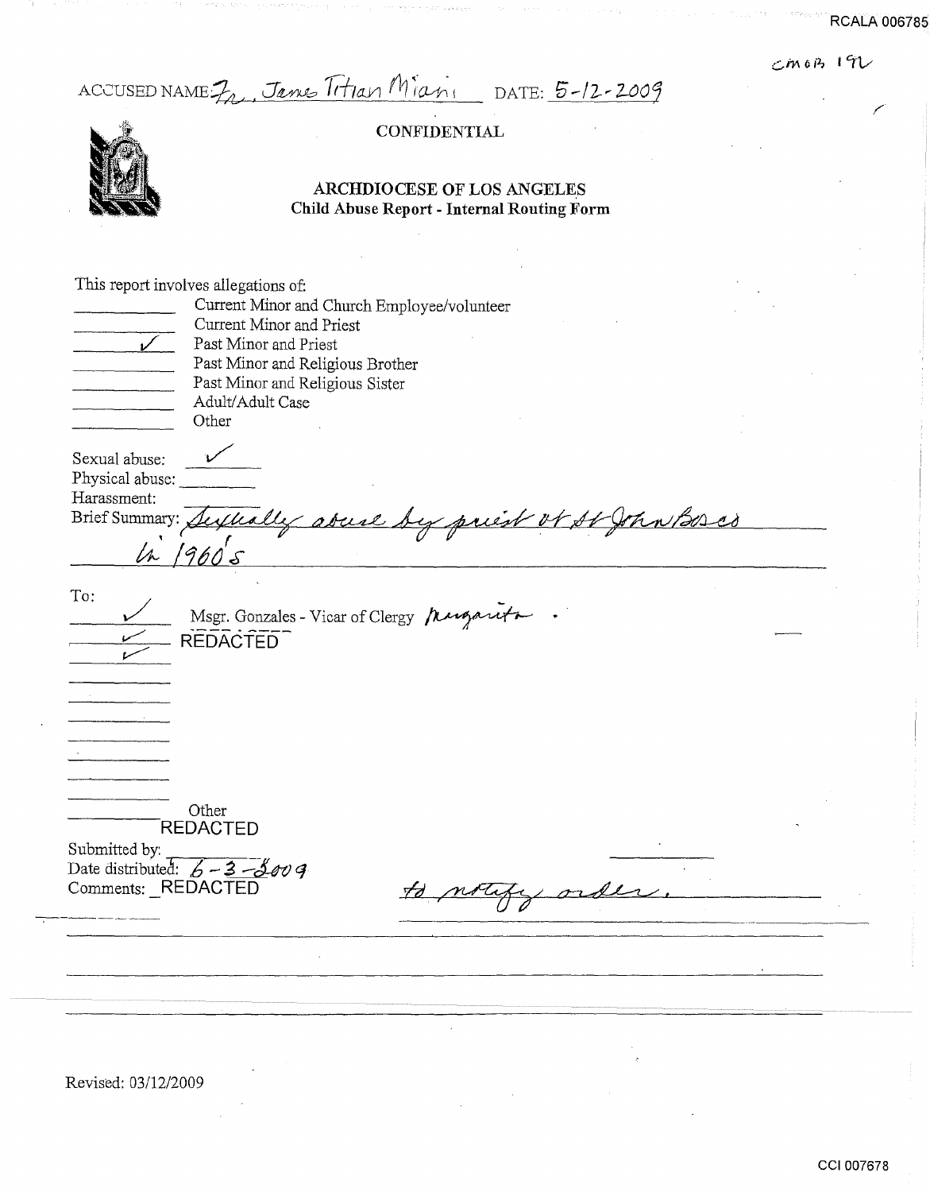RCALA 006785

CMOB 192

ACCUSED NAME: Fr. James Titian Miani DATE: 5-12-2009

**CONFIDENTIAL**

## ARCHDIOCESE OF LOS ANGELES
### Child Abuse Report - Internal Routing Form

This report involves allegations of:

- ____ Current Minor and Church Employee/volunteer
- ____ Current Minor and Priest
- ✓ Past Minor and Priest
- ____ Past Minor and Religious Brother
- ____ Past Minor and Religious Sister
- ____ Adult/Adult Case
- ____ Other

Sexual abuse: ✓

Physical abuse: ____

Harassment:

Brief Summary: Sexually abuse by priest at St John Bosco in 1960's

To:

- ✓ Msgr. Gonzales - Vicar of Clergy Margarita
- ✓ REDACTED
- ✓

____ Other

REDACTED

Submitted by: ____

Date distributed: 6-3-2009

Comments: REDACTED to notify order.

Revised: 03/12/2009

CCI 007678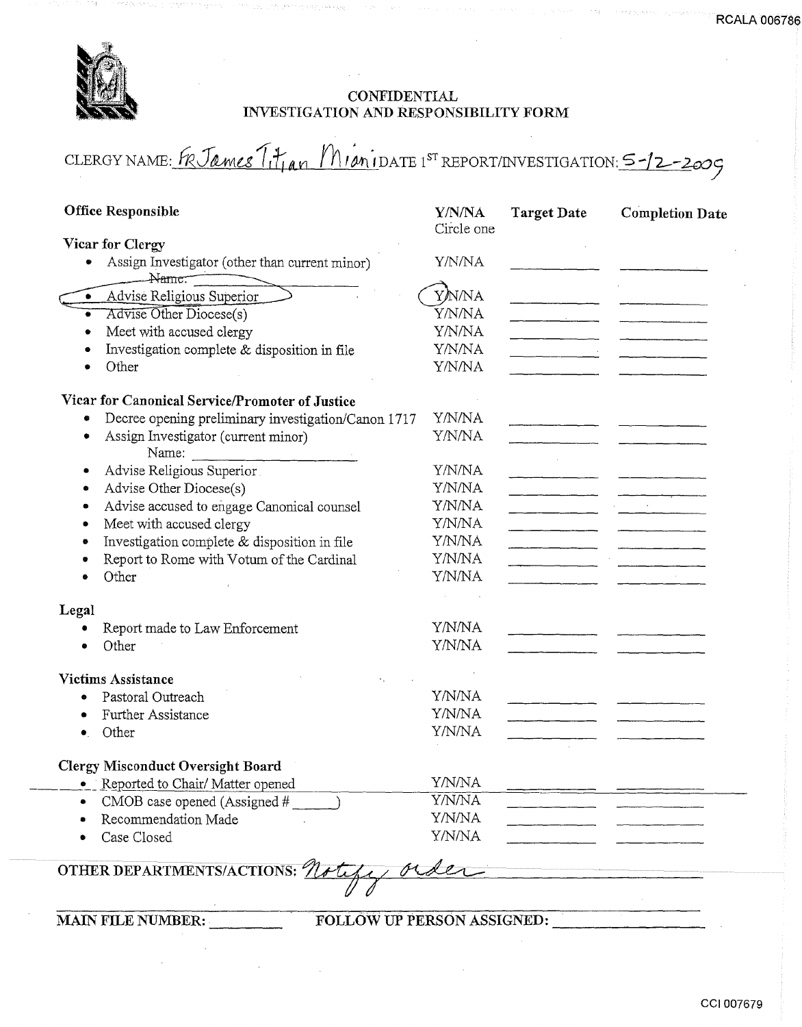**CONFIDENTIAL**
**INVESTIGATION AND RESPONSIBILITY FORM**

CLERGY NAME: Fr James Titian Miani DATE 1[ST] REPORT/INVESTIGATION: 5-12-2009

| Office Responsible | Y/N/NA Circle one | Target Date | Completion Date |
|---|---|---|---|
| **Vicar for Clergy** | | | |
| • Assign Investigator (other than current minor) ~~Name:~~ | Y/N/NA | | |
| • Advise Religious Superior (circled) | (Y)/N/NA | | |
| • ~~Advise Other Diocese(s)~~ | Y/N/NA | | |
| • Meet with accused clergy | Y/N/NA | | |
| • Investigation complete & disposition in file | Y/N/NA | | |
| • Other | Y/N/NA | | |
| **Vicar for Canonical Service/Promoter of Justice** | | | |
| • Decree opening preliminary investigation/Canon 1717 | Y/N/NA | | |
| • Assign Investigator (current minor) Name: | Y/N/NA | | |
| • Advise Religious Superior | Y/N/NA | | |
| • Advise Other Diocese(s) | Y/N/NA | | |
| • Advise accused to engage Canonical counsel | Y/N/NA | | |
| • Meet with accused clergy | Y/N/NA | | |
| • Investigation complete & disposition in file | Y/N/NA | | |
| • Report to Rome with Votum of the Cardinal | Y/N/NA | | |
| • Other | Y/N/NA | | |
| **Legal** | | | |
| • Report made to Law Enforcement | Y/N/NA | | |
| • Other | Y/N/NA | | |
| **Victims Assistance** | | | |
| • Pastoral Outreach | Y/N/NA | | |
| • Further Assistance | Y/N/NA | | |
| • Other | Y/N/NA | | |
| **Clergy Misconduct Oversight Board** | | | |
| • Reported to Chair/ Matter opened | Y/N/NA | | |
| • CMOB case opened (Assigned # ______) | Y/N/NA | | |
| • Recommendation Made | Y/N/NA | | |
| • Case Closed | Y/N/NA | | |

**OTHER DEPARTMENTS/ACTIONS:** Notify order

**MAIN FILE NUMBER:** ________ **FOLLOW UP PERSON ASSIGNED:** ________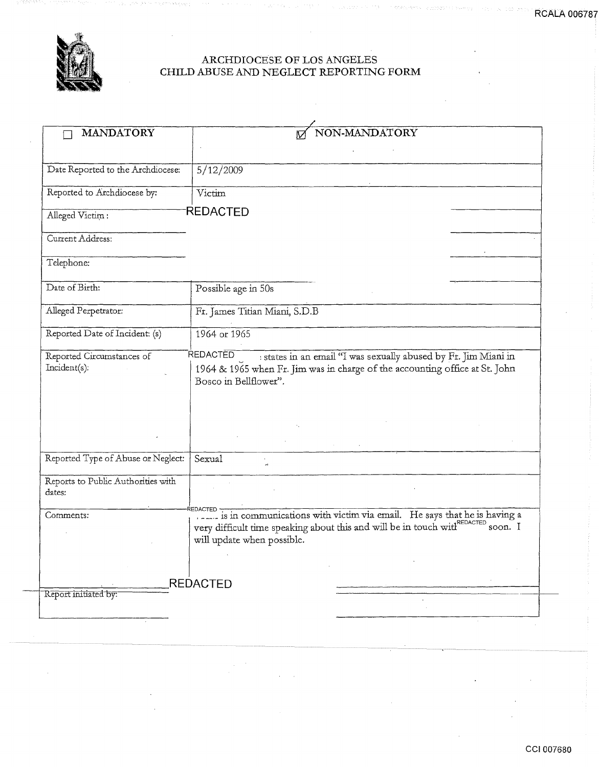# ARCHDIOCESE OF LOS ANGELES
# CHILD ABUSE AND NEGLECT REPORTING FORM

| | |
|---|---|
| ☐ MANDATORY | ☑ NON-MANDATORY |
| Date Reported to the Archdiocese: | 5/12/2009 |
| Reported to Archdiocese by: | Victim |
| Alleged Victim: | REDACTED |
| Current Address: | |
| Telephone: | |
| Date of Birth: | Possible age in 50s |
| Alleged Perpetrator: | Fr. James Titian Miani, S.D.B |
| Reported Date of Incident: (s) | 1964 or 1965 |
| Reported Circumstances of Incident(s): | REDACTED : states in an email "I was sexually abused by Fr. Jim Miani in 1964 & 1965 when Fr. Jim was in charge of the accounting office at St. John Bosco in Bellflower". |
| Reported Type of Abuse or Neglect: | Sexual |
| Reports to Public Authorities with dates: | |
| Comments: | REDACTED is in communications with victim via email. He says that he is having a very difficult time speaking about this and will be in touch with REDACTED soon. I will update when possible. |
| Report initiated by: | REDACTED |